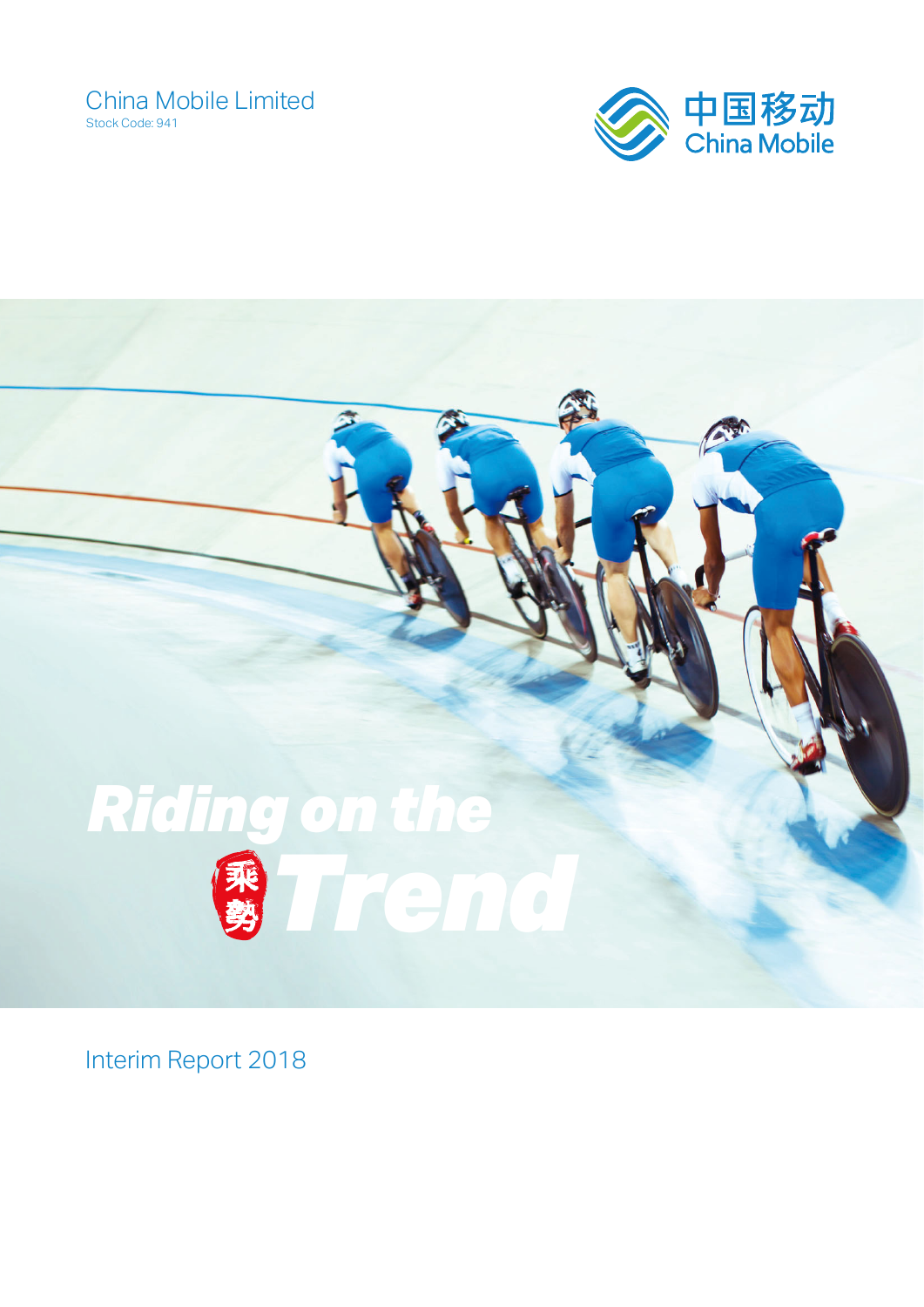China Mobile Limited

Stock Code: 941

中国移动
China Mobile

# Riding on the 乘勢 Trend

Interim Report 2018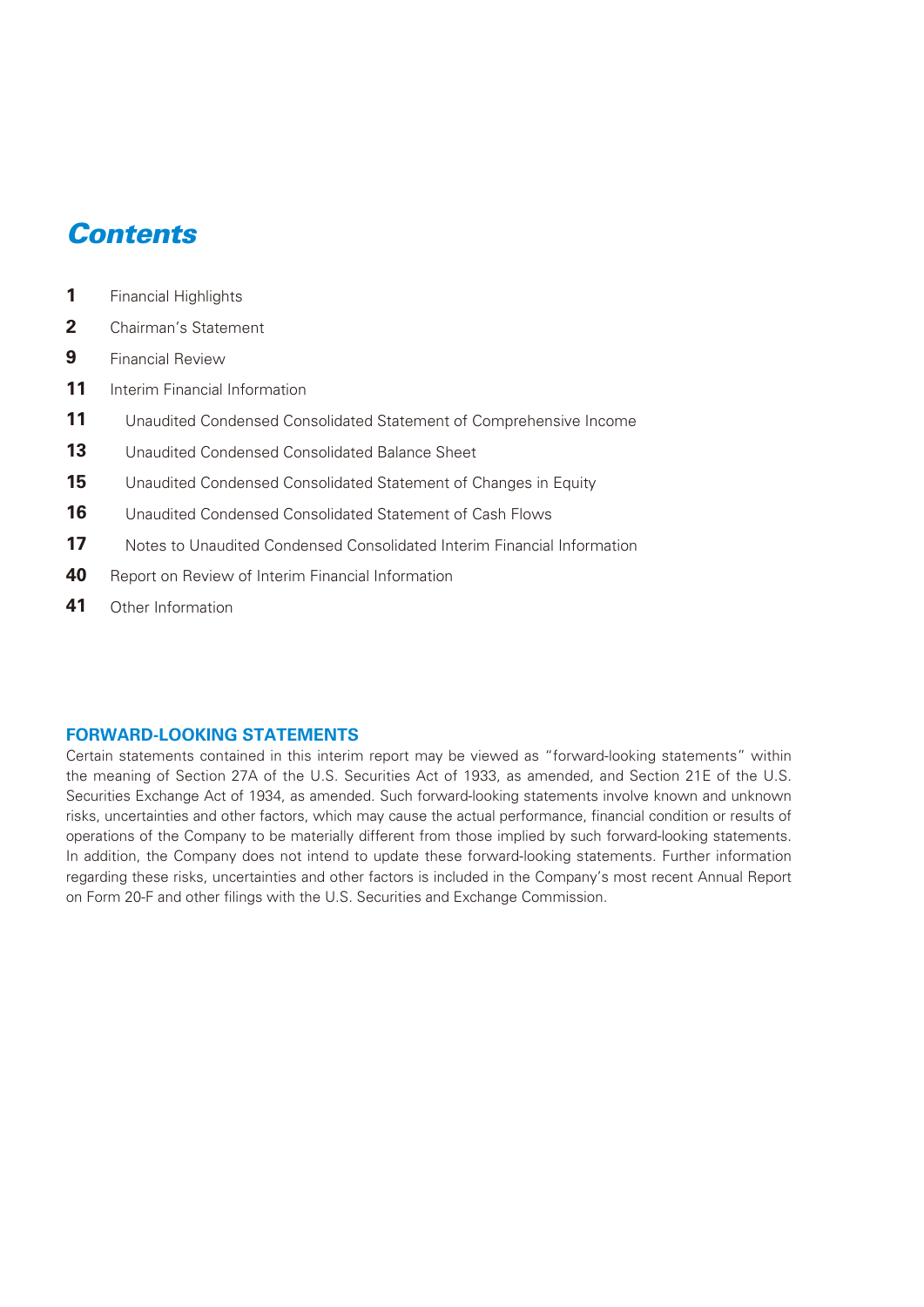# *Contents*

| | |
|---|---|
| **1** | Financial Highlights |
| **2** | Chairman's Statement |
| **9** | Financial Review |
| **11** | Interim Financial Information |
| **11** | Unaudited Condensed Consolidated Statement of Comprehensive Income |
| **13** | Unaudited Condensed Consolidated Balance Sheet |
| **15** | Unaudited Condensed Consolidated Statement of Changes in Equity |
| **16** | Unaudited Condensed Consolidated Statement of Cash Flows |
| **17** | Notes to Unaudited Condensed Consolidated Interim Financial Information |
| **40** | Report on Review of Interim Financial Information |
| **41** | Other Information |

## FORWARD-LOOKING STATEMENTS

Certain statements contained in this interim report may be viewed as "forward-looking statements" within the meaning of Section 27A of the U.S. Securities Act of 1933, as amended, and Section 21E of the U.S. Securities Exchange Act of 1934, as amended. Such forward-looking statements involve known and unknown risks, uncertainties and other factors, which may cause the actual performance, financial condition or results of operations of the Company to be materially different from those implied by such forward-looking statements. In addition, the Company does not intend to update these forward-looking statements. Further information regarding these risks, uncertainties and other factors is included in the Company's most recent Annual Report on Form 20-F and other filings with the U.S. Securities and Exchange Commission.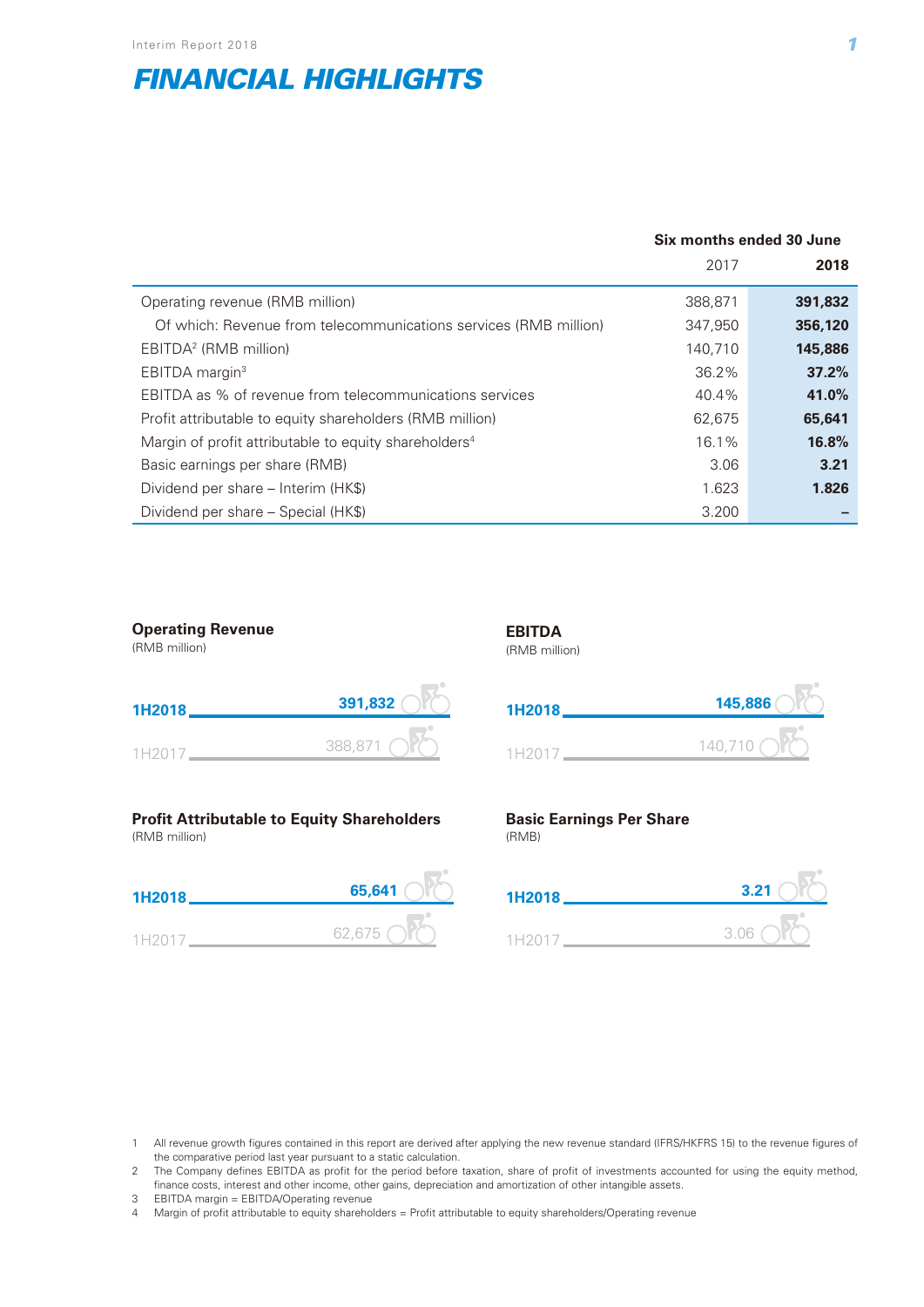# FINANCIAL HIGHLIGHTS

| | Six months ended 30 June | |
|---|---|---|
| | 2017 | **2018** |
| Operating revenue (RMB million) | 388,871 | **391,832** |
| Of which: Revenue from telecommunications services (RMB million) | 347,950 | **356,120** |
| EBITDA[2] (RMB million) | 140,710 | **145,886** |
| EBITDA margin[3] | 36.2% | **37.2%** |
| EBITDA as % of revenue from telecommunications services | 40.4% | **41.0%** |
| Profit attributable to equity shareholders (RMB million) | 62,675 | **65,641** |
| Margin of profit attributable to equity shareholders[4] | 16.1% | **16.8%** |
| Basic earnings per share (RMB) | 3.06 | **3.21** |
| Dividend per share – Interim (HK$) | 1.623 | **1.826** |
| Dividend per share – Special (HK$) | 3.200 | **–** |

**Operating Revenue**
(RMB million)

| | |
|---|---|
| **1H2018** | **391,832** |
| 1H2017 | 388,871 |

**EBITDA**
(RMB million)

| | |
|---|---|
| **1H2018** | **145,886** |
| 1H2017 | 140,710 |

**Profit Attributable to Equity Shareholders**
(RMB million)

| | |
|---|---|
| **1H2018** | **65,641** |
| 1H2017 | 62,675 |

**Basic Earnings Per Share**
(RMB)

| | |
|---|---|
| **1H2018** | **3.21** |
| 1H2017 | 3.06 |

1 All revenue growth figures contained in this report are derived after applying the new revenue standard (IFRS/HKFRS 15) to the revenue figures of the comparative period last year pursuant to a static calculation.

2 The Company defines EBITDA as profit for the period before taxation, share of profit of investments accounted for using the equity method, finance costs, interest and other income, other gains, depreciation and amortization of other intangible assets.

3 EBITDA margin = EBITDA/Operating revenue

4 Margin of profit attributable to equity shareholders = Profit attributable to equity shareholders/Operating revenue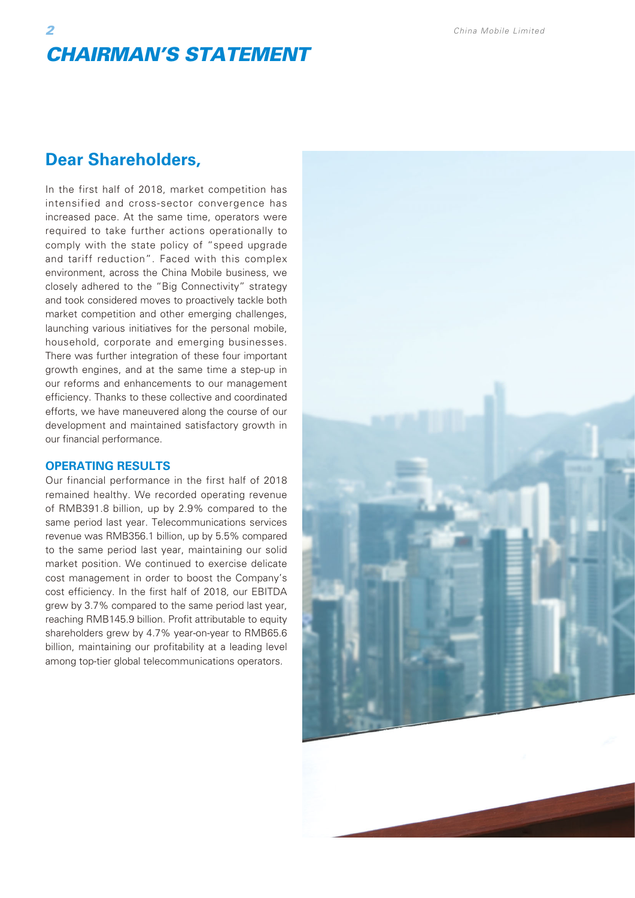# CHAIRMAN'S STATEMENT

## Dear Shareholders,

In the first half of 2018, market competition has intensified and cross-sector convergence has increased pace. At the same time, operators were required to take further actions operationally to comply with the state policy of "speed upgrade and tariff reduction". Faced with this complex environment, across the China Mobile business, we closely adhered to the "Big Connectivity" strategy and took considered moves to proactively tackle both market competition and other emerging challenges, launching various initiatives for the personal mobile, household, corporate and emerging businesses. There was further integration of these four important growth engines, and at the same time a step-up in our reforms and enhancements to our management efficiency. Thanks to these collective and coordinated efforts, we have maneuvered along the course of our development and maintained satisfactory growth in our financial performance.

### OPERATING RESULTS

Our financial performance in the first half of 2018 remained healthy. We recorded operating revenue of RMB391.8 billion, up by 2.9% compared to the same period last year. Telecommunications services revenue was RMB356.1 billion, up by 5.5% compared to the same period last year, maintaining our solid market position. We continued to exercise delicate cost management in order to boost the Company's cost efficiency. In the first half of 2018, our EBITDA grew by 3.7% compared to the same period last year, reaching RMB145.9 billion. Profit attributable to equity shareholders grew by 4.7% year-on-year to RMB65.6 billion, maintaining our profitability at a leading level among top-tier global telecommunications operators.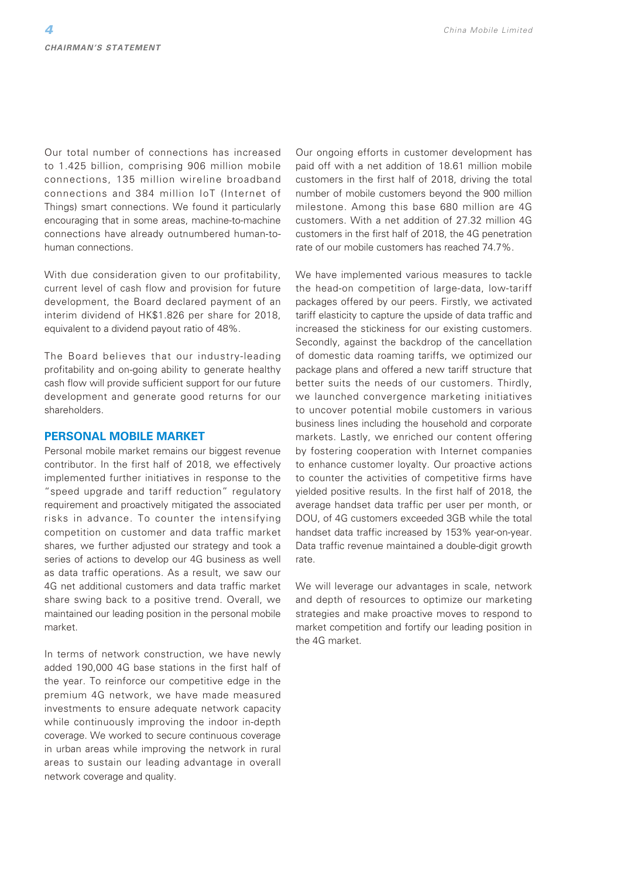Our total number of connections has increased to 1.425 billion, comprising 906 million mobile connections, 135 million wireline broadband connections and 384 million IoT (Internet of Things) smart connections. We found it particularly encouraging that in some areas, machine-to-machine connections have already outnumbered human-to-human connections.

With due consideration given to our profitability, current level of cash flow and provision for future development, the Board declared payment of an interim dividend of HK$1.826 per share for 2018, equivalent to a dividend payout ratio of 48%.

The Board believes that our industry-leading profitability and on-going ability to generate healthy cash flow will provide sufficient support for our future development and generate good returns for our shareholders.

## PERSONAL MOBILE MARKET

Personal mobile market remains our biggest revenue contributor. In the first half of 2018, we effectively implemented further initiatives in response to the "speed upgrade and tariff reduction" regulatory requirement and proactively mitigated the associated risks in advance. To counter the intensifying competition on customer and data traffic market shares, we further adjusted our strategy and took a series of actions to develop our 4G business as well as data traffic operations. As a result, we saw our 4G net additional customers and data traffic market share swing back to a positive trend. Overall, we maintained our leading position in the personal mobile market.

In terms of network construction, we have newly added 190,000 4G base stations in the first half of the year. To reinforce our competitive edge in the premium 4G network, we have made measured investments to ensure adequate network capacity while continuously improving the indoor in-depth coverage. We worked to secure continuous coverage in urban areas while improving the network in rural areas to sustain our leading advantage in overall network coverage and quality.

Our ongoing efforts in customer development has paid off with a net addition of 18.61 million mobile customers in the first half of 2018, driving the total number of mobile customers beyond the 900 million milestone. Among this base 680 million are 4G customers. With a net addition of 27.32 million 4G customers in the first half of 2018, the 4G penetration rate of our mobile customers has reached 74.7%.

We have implemented various measures to tackle the head-on competition of large-data, low-tariff packages offered by our peers. Firstly, we activated tariff elasticity to capture the upside of data traffic and increased the stickiness for our existing customers. Secondly, against the backdrop of the cancellation of domestic data roaming tariffs, we optimized our package plans and offered a new tariff structure that better suits the needs of our customers. Thirdly, we launched convergence marketing initiatives to uncover potential mobile customers in various business lines including the household and corporate markets. Lastly, we enriched our content offering by fostering cooperation with Internet companies to enhance customer loyalty. Our proactive actions to counter the activities of competitive firms have yielded positive results. In the first half of 2018, the average handset data traffic per user per month, or DOU, of 4G customers exceeded 3GB while the total handset data traffic increased by 153% year-on-year. Data traffic revenue maintained a double-digit growth rate.

We will leverage our advantages in scale, network and depth of resources to optimize our marketing strategies and make proactive moves to respond to market competition and fortify our leading position in the 4G market.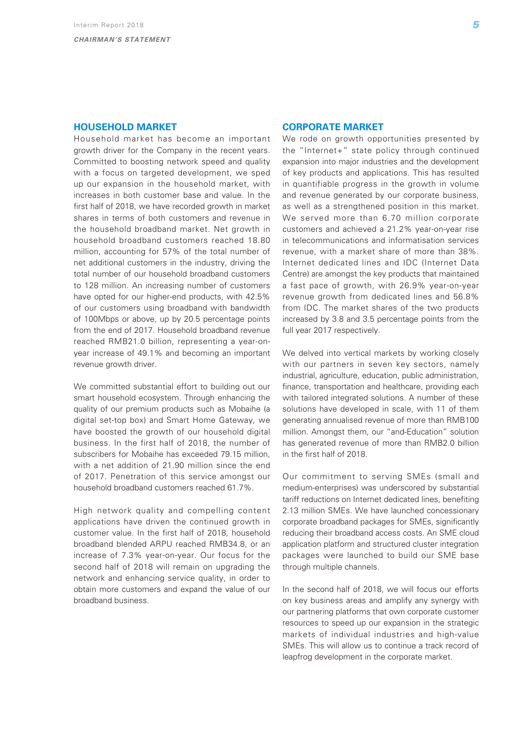## HOUSEHOLD MARKET

Household market has become an important growth driver for the Company in the recent years. Committed to boosting network speed and quality with a focus on targeted development, we sped up our expansion in the household market, with increases in both customer base and value. In the first half of 2018, we have recorded growth in market shares in terms of both customers and revenue in the household broadband market. Net growth in household broadband customers reached 18.80 million, accounting for 57% of the total number of net additional customers in the industry, driving the total number of our household broadband customers to 128 million. An increasing number of customers have opted for our higher-end products, with 42.5% of our customers using broadband with bandwidth of 100Mbps or above, up by 20.5 percentage points from the end of 2017. Household broadband revenue reached RMB21.0 billion, representing a year-on-year increase of 49.1% and becoming an important revenue growth driver.

We committed substantial effort to building out our smart household ecosystem. Through enhancing the quality of our premium products such as Mobaihe (a digital set-top box) and Smart Home Gateway, we have boosted the growth of our household digital business. In the first half of 2018, the number of subscribers for Mobaihe has exceeded 79.15 million, with a net addition of 21.90 million since the end of 2017. Penetration of this service amongst our household broadband customers reached 61.7%.

High network quality and compelling content applications have driven the continued growth in customer value. In the first half of 2018, household broadband blended ARPU reached RMB34.8, or an increase of 7.3% year-on-year. Our focus for the second half of 2018 will remain on upgrading the network and enhancing service quality, in order to obtain more customers and expand the value of our broadband business.

## CORPORATE MARKET

We rode on growth opportunities presented by the "Internet+" state policy through continued expansion into major industries and the development of key products and applications. This has resulted in quantifiable progress in the growth in volume and revenue generated by our corporate business, as well as a strengthened position in this market. We served more than 6.70 million corporate customers and achieved a 21.2% year-on-year rise in telecommunications and informatisation services revenue, with a market share of more than 38%. Internet dedicated lines and IDC (Internet Data Centre) are amongst the key products that maintained a fast pace of growth, with 26.9% year-on-year revenue growth from dedicated lines and 56.8% from IDC. The market shares of the two products increased by 3.8 and 3.5 percentage points from the full year 2017 respectively.

We delved into vertical markets by working closely with our partners in seven key sectors, namely industrial, agriculture, education, public administration, finance, transportation and healthcare, providing each with tailored integrated solutions. A number of these solutions have developed in scale, with 11 of them generating annualised revenue of more than RMB100 million. Amongst them, our "and-Education" solution has generated revenue of more than RMB2.0 billion in the first half of 2018.

Our commitment to serving SMEs (small and medium-enterprises) was underscored by substantial tariff reductions on Internet dedicated lines, benefiting 2.13 million SMEs. We have launched concessionary corporate broadband packages for SMEs, significantly reducing their broadband access costs. An SME cloud application platform and structured cluster integration packages were launched to build our SME base through multiple channels.

In the second half of 2018, we will focus our efforts on key business areas and amplify any synergy with our partnering platforms that own corporate customer resources to speed up our expansion in the strategic markets of individual industries and high-value SMEs. This will allow us to continue a track record of leapfrog development in the corporate market.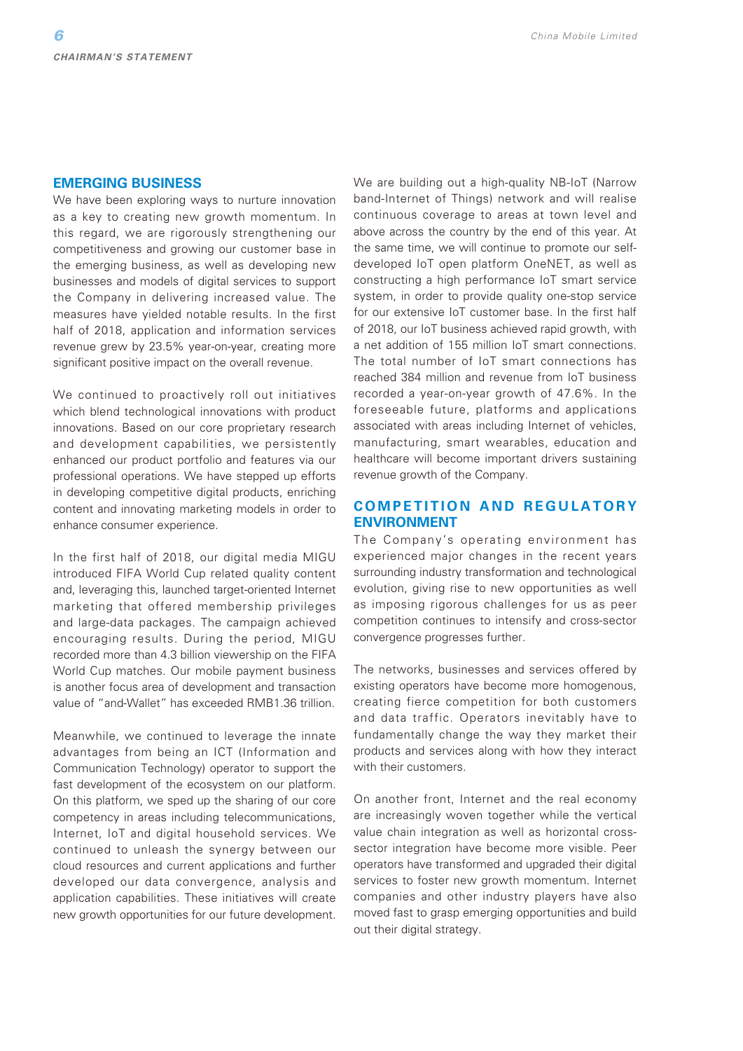## EMERGING BUSINESS

We have been exploring ways to nurture innovation as a key to creating new growth momentum. In this regard, we are rigorously strengthening our competitiveness and growing our customer base in the emerging business, as well as developing new businesses and models of digital services to support the Company in delivering increased value. The measures have yielded notable results. In the first half of 2018, application and information services revenue grew by 23.5% year-on-year, creating more significant positive impact on the overall revenue.

We continued to proactively roll out initiatives which blend technological innovations with product innovations. Based on our core proprietary research and development capabilities, we persistently enhanced our product portfolio and features via our professional operations. We have stepped up efforts in developing competitive digital products, enriching content and innovating marketing models in order to enhance consumer experience.

In the first half of 2018, our digital media MIGU introduced FIFA World Cup related quality content and, leveraging this, launched target-oriented Internet marketing that offered membership privileges and large-data packages. The campaign achieved encouraging results. During the period, MIGU recorded more than 4.3 billion viewership on the FIFA World Cup matches. Our mobile payment business is another focus area of development and transaction value of "and-Wallet" has exceeded RMB1.36 trillion.

Meanwhile, we continued to leverage the innate advantages from being an ICT (Information and Communication Technology) operator to support the fast development of the ecosystem on our platform. On this platform, we sped up the sharing of our core competency in areas including telecommunications, Internet, IoT and digital household services. We continued to unleash the synergy between our cloud resources and current applications and further developed our data convergence, analysis and application capabilities. These initiatives will create new growth opportunities for our future development.

We are building out a high-quality NB-IoT (Narrow band-Internet of Things) network and will realise continuous coverage to areas at town level and above across the country by the end of this year. At the same time, we will continue to promote our self-developed IoT open platform OneNET, as well as constructing a high performance IoT smart service system, in order to provide quality one-stop service for our extensive IoT customer base. In the first half of 2018, our IoT business achieved rapid growth, with a net addition of 155 million IoT smart connections. The total number of IoT smart connections has reached 384 million and revenue from IoT business recorded a year-on-year growth of 47.6%. In the foreseeable future, platforms and applications associated with areas including Internet of vehicles, manufacturing, smart wearables, education and healthcare will become important drivers sustaining revenue growth of the Company.

## COMPETITION AND REGULATORY ENVIRONMENT

The Company's operating environment has experienced major changes in the recent years surrounding industry transformation and technological evolution, giving rise to new opportunities as well as imposing rigorous challenges for us as peer competition continues to intensify and cross-sector convergence progresses further.

The networks, businesses and services offered by existing operators have become more homogenous, creating fierce competition for both customers and data traffic. Operators inevitably have to fundamentally change the way they market their products and services along with how they interact with their customers.

On another front, Internet and the real economy are increasingly woven together while the vertical value chain integration as well as horizontal cross-sector integration have become more visible. Peer operators have transformed and upgraded their digital services to foster new growth momentum. Internet companies and other industry players have also moved fast to grasp emerging opportunities and build out their digital strategy.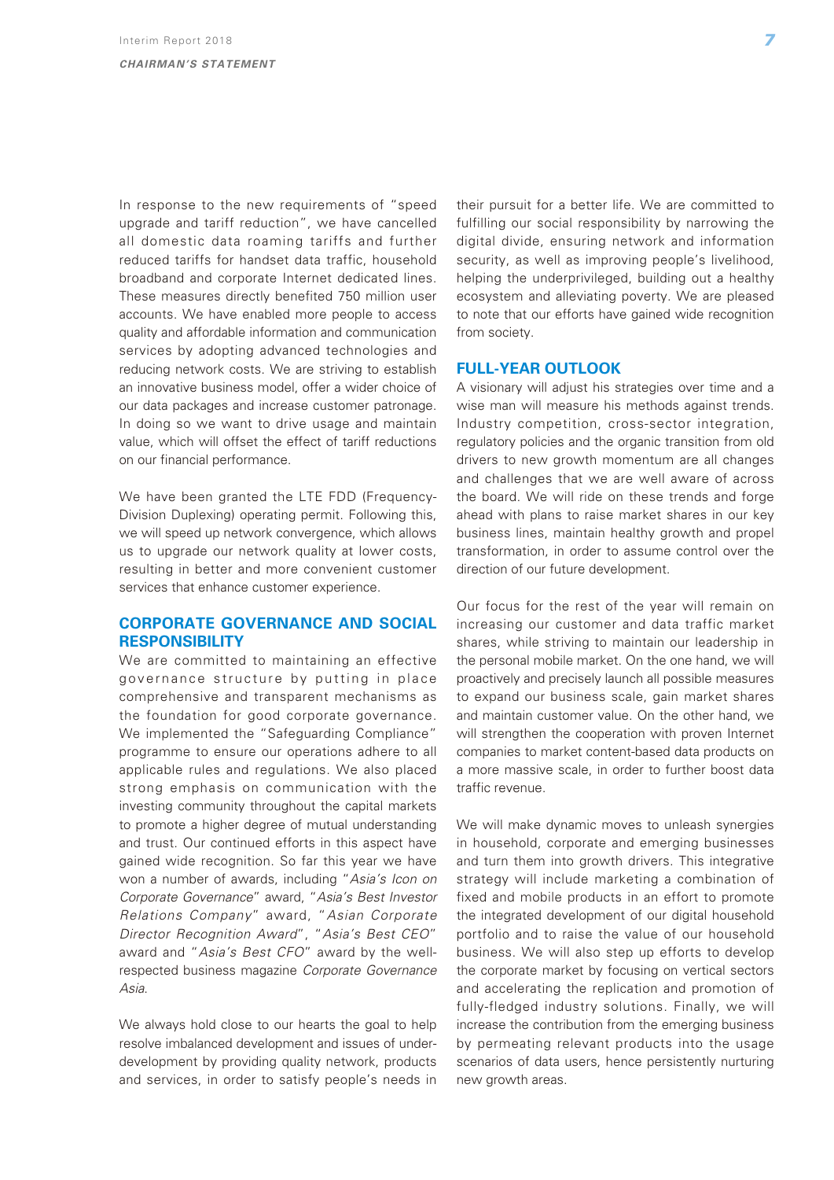In response to the new requirements of "speed upgrade and tariff reduction", we have cancelled all domestic data roaming tariffs and further reduced tariffs for handset data traffic, household broadband and corporate Internet dedicated lines. These measures directly benefited 750 million user accounts. We have enabled more people to access quality and affordable information and communication services by adopting advanced technologies and reducing network costs. We are striving to establish an innovative business model, offer a wider choice of our data packages and increase customer patronage. In doing so we want to drive usage and maintain value, which will offset the effect of tariff reductions on our financial performance.

We have been granted the LTE FDD (Frequency-Division Duplexing) operating permit. Following this, we will speed up network convergence, which allows us to upgrade our network quality at lower costs, resulting in better and more convenient customer services that enhance customer experience.

## CORPORATE GOVERNANCE AND SOCIAL RESPONSIBILITY

We are committed to maintaining an effective governance structure by putting in place comprehensive and transparent mechanisms as the foundation for good corporate governance. We implemented the "Safeguarding Compliance" programme to ensure our operations adhere to all applicable rules and regulations. We also placed strong emphasis on communication with the investing community throughout the capital markets to promote a higher degree of mutual understanding and trust. Our continued efforts in this aspect have gained wide recognition. So far this year we have won a number of awards, including "*Asia's Icon on Corporate Governance*" award, "*Asia's Best Investor Relations Company*" award, "*Asian Corporate Director Recognition Award*", "*Asia's Best CEO*" award and "*Asia's Best CFO*" award by the well-respected business magazine *Corporate Governance Asia*.

We always hold close to our hearts the goal to help resolve imbalanced development and issues of under-development by providing quality network, products and services, in order to satisfy people's needs in their pursuit for a better life. We are committed to fulfilling our social responsibility by narrowing the digital divide, ensuring network and information security, as well as improving people's livelihood, helping the underprivileged, building out a healthy ecosystem and alleviating poverty. We are pleased to note that our efforts have gained wide recognition from society.

## FULL-YEAR OUTLOOK

A visionary will adjust his strategies over time and a wise man will measure his methods against trends. Industry competition, cross-sector integration, regulatory policies and the organic transition from old drivers to new growth momentum are all changes and challenges that we are well aware of across the board. We will ride on these trends and forge ahead with plans to raise market shares in our key business lines, maintain healthy growth and propel transformation, in order to assume control over the direction of our future development.

Our focus for the rest of the year will remain on increasing our customer and data traffic market shares, while striving to maintain our leadership in the personal mobile market. On the one hand, we will proactively and precisely launch all possible measures to expand our business scale, gain market shares and maintain customer value. On the other hand, we will strengthen the cooperation with proven Internet companies to market content-based data products on a more massive scale, in order to further boost data traffic revenue.

We will make dynamic moves to unleash synergies in household, corporate and emerging businesses and turn them into growth drivers. This integrative strategy will include marketing a combination of fixed and mobile products in an effort to promote the integrated development of our digital household portfolio and to raise the value of our household business. We will also step up efforts to develop the corporate market by focusing on vertical sectors and accelerating the replication and promotion of fully-fledged industry solutions. Finally, we will increase the contribution from the emerging business by permeating relevant products into the usage scenarios of data users, hence persistently nurturing new growth areas.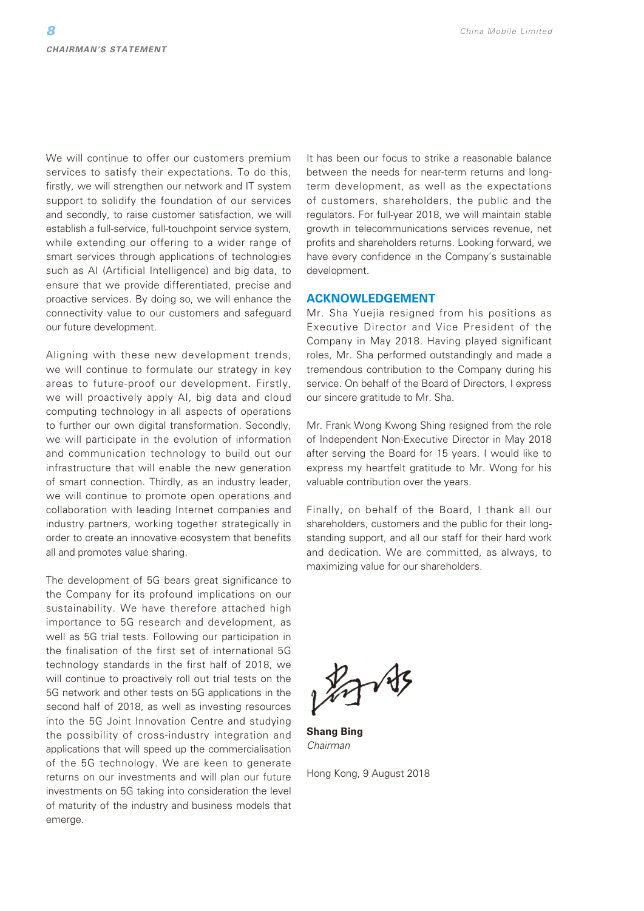We will continue to offer our customers premium services to satisfy their expectations. To do this, firstly, we will strengthen our network and IT system support to solidify the foundation of our services and secondly, to raise customer satisfaction, we will establish a full-service, full-touchpoint service system, while extending our offering to a wider range of smart services through applications of technologies such as AI (Artificial Intelligence) and big data, to ensure that we provide differentiated, precise and proactive services. By doing so, we will enhance the connectivity value to our customers and safeguard our future development.

Aligning with these new development trends, we will continue to formulate our strategy in key areas to future-proof our development. Firstly, we will proactively apply AI, big data and cloud computing technology in all aspects of operations to further our own digital transformation. Secondly, we will participate in the evolution of information and communication technology to build out our infrastructure that will enable the new generation of smart connection. Thirdly, as an industry leader, we will continue to promote open operations and collaboration with leading Internet companies and industry partners, working together strategically in order to create an innovative ecosystem that benefits all and promotes value sharing.

The development of 5G bears great significance to the Company for its profound implications on our sustainability. We have therefore attached high importance to 5G research and development, as well as 5G trial tests. Following our participation in the finalisation of the first set of international 5G technology standards in the first half of 2018, we will continue to proactively roll out trial tests on the 5G network and other tests on 5G applications in the second half of 2018, as well as investing resources into the 5G Joint Innovation Centre and studying the possibility of cross-industry integration and applications that will speed up the commercialisation of the 5G technology. We are keen to generate returns on our investments and will plan our future investments on 5G taking into consideration the level of maturity of the industry and business models that emerge.

It has been our focus to strike a reasonable balance between the needs for near-term returns and long-term development, as well as the expectations of customers, shareholders, the public and the regulators. For full-year 2018, we will maintain stable growth in telecommunications services revenue, net profits and shareholders returns. Looking forward, we have every confidence in the Company's sustainable development.

## ACKNOWLEDGEMENT

Mr. Sha Yuejia resigned from his positions as Executive Director and Vice President of the Company in May 2018. Having played significant roles, Mr. Sha performed outstandingly and made a tremendous contribution to the Company during his service. On behalf of the Board of Directors, I express our sincere gratitude to Mr. Sha.

Mr. Frank Wong Kwong Shing resigned from the role of Independent Non-Executive Director in May 2018 after serving the Board for 15 years. I would like to express my heartfelt gratitude to Mr. Wong for his valuable contribution over the years.

Finally, on behalf of the Board, I thank all our shareholders, customers and the public for their long-standing support, and all our staff for their hard work and dedication. We are committed, as always, to maximizing value for our shareholders.

**Shang Bing**
*Chairman*

Hong Kong, 9 August 2018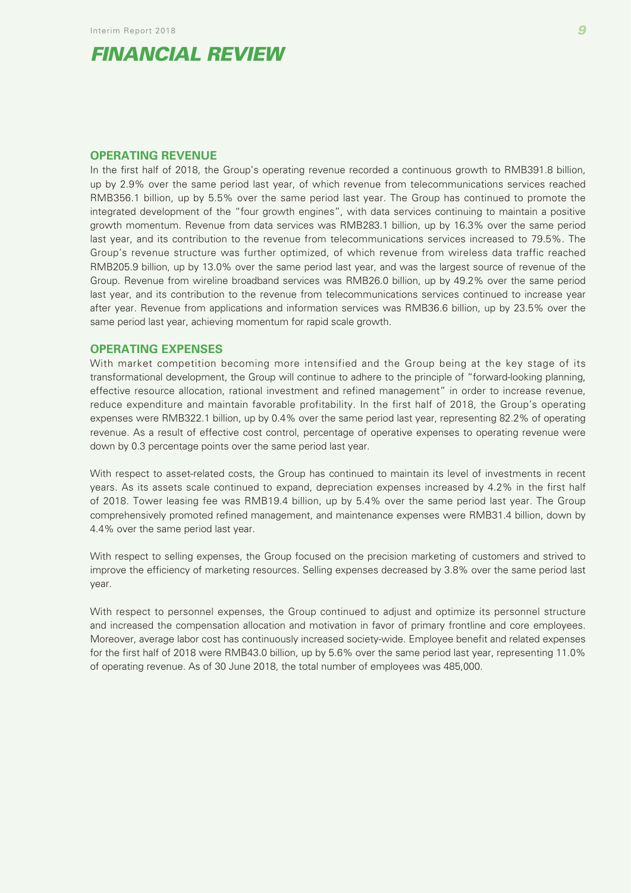# FINANCIAL REVIEW

## OPERATING REVENUE

In the first half of 2018, the Group's operating revenue recorded a continuous growth to RMB391.8 billion, up by 2.9% over the same period last year, of which revenue from telecommunications services reached RMB356.1 billion, up by 5.5% over the same period last year. The Group has continued to promote the integrated development of the "four growth engines", with data services continuing to maintain a positive growth momentum. Revenue from data services was RMB283.1 billion, up by 16.3% over the same period last year, and its contribution to the revenue from telecommunications services increased to 79.5%. The Group's revenue structure was further optimized, of which revenue from wireless data traffic reached RMB205.9 billion, up by 13.0% over the same period last year, and was the largest source of revenue of the Group. Revenue from wireline broadband services was RMB26.0 billion, up by 49.2% over the same period last year, and its contribution to the revenue from telecommunications services continued to increase year after year. Revenue from applications and information services was RMB36.6 billion, up by 23.5% over the same period last year, achieving momentum for rapid scale growth.

## OPERATING EXPENSES

With market competition becoming more intensified and the Group being at the key stage of its transformational development, the Group will continue to adhere to the principle of "forward-looking planning, effective resource allocation, rational investment and refined management" in order to increase revenue, reduce expenditure and maintain favorable profitability. In the first half of 2018, the Group's operating expenses were RMB322.1 billion, up by 0.4% over the same period last year, representing 82.2% of operating revenue. As a result of effective cost control, percentage of operative expenses to operating revenue were down by 0.3 percentage points over the same period last year.

With respect to asset-related costs, the Group has continued to maintain its level of investments in recent years. As its assets scale continued to expand, depreciation expenses increased by 4.2% in the first half of 2018. Tower leasing fee was RMB19.4 billion, up by 5.4% over the same period last year. The Group comprehensively promoted refined management, and maintenance expenses were RMB31.4 billion, down by 4.4% over the same period last year.

With respect to selling expenses, the Group focused on the precision marketing of customers and strived to improve the efficiency of marketing resources. Selling expenses decreased by 3.8% over the same period last year.

With respect to personnel expenses, the Group continued to adjust and optimize its personnel structure and increased the compensation allocation and motivation in favor of primary frontline and core employees. Moreover, average labor cost has continuously increased society-wide. Employee benefit and related expenses for the first half of 2018 were RMB43.0 billion, up by 5.6% over the same period last year, representing 11.0% of operating revenue. As of 30 June 2018, the total number of employees was 485,000.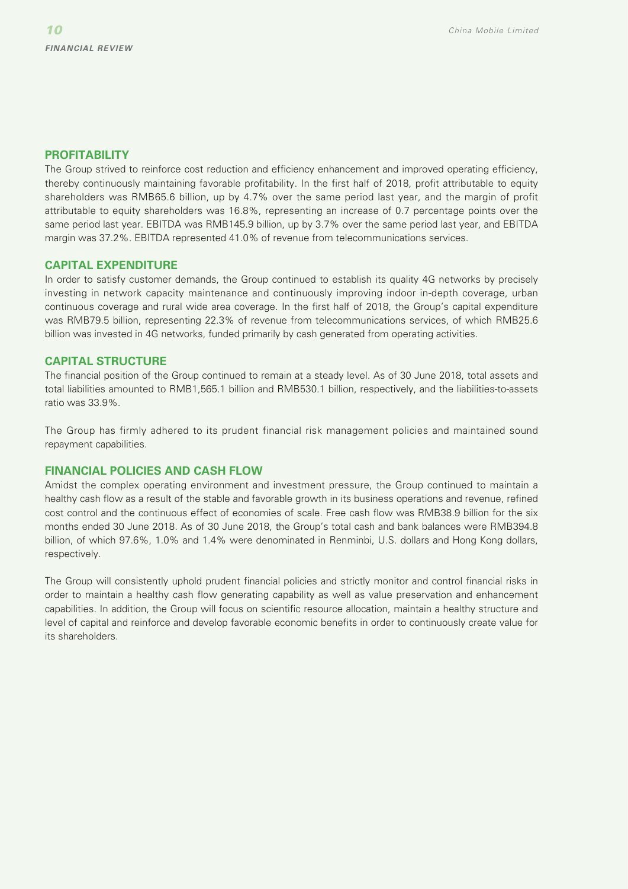## PROFITABILITY

The Group strived to reinforce cost reduction and efficiency enhancement and improved operating efficiency, thereby continuously maintaining favorable profitability. In the first half of 2018, profit attributable to equity shareholders was RMB65.6 billion, up by 4.7% over the same period last year, and the margin of profit attributable to equity shareholders was 16.8%, representing an increase of 0.7 percentage points over the same period last year. EBITDA was RMB145.9 billion, up by 3.7% over the same period last year, and EBITDA margin was 37.2%. EBITDA represented 41.0% of revenue from telecommunications services.

## CAPITAL EXPENDITURE

In order to satisfy customer demands, the Group continued to establish its quality 4G networks by precisely investing in network capacity maintenance and continuously improving indoor in-depth coverage, urban continuous coverage and rural wide area coverage. In the first half of 2018, the Group's capital expenditure was RMB79.5 billion, representing 22.3% of revenue from telecommunications services, of which RMB25.6 billion was invested in 4G networks, funded primarily by cash generated from operating activities.

## CAPITAL STRUCTURE

The financial position of the Group continued to remain at a steady level. As of 30 June 2018, total assets and total liabilities amounted to RMB1,565.1 billion and RMB530.1 billion, respectively, and the liabilities-to-assets ratio was 33.9%.

The Group has firmly adhered to its prudent financial risk management policies and maintained sound repayment capabilities.

## FINANCIAL POLICIES AND CASH FLOW

Amidst the complex operating environment and investment pressure, the Group continued to maintain a healthy cash flow as a result of the stable and favorable growth in its business operations and revenue, refined cost control and the continuous effect of economies of scale. Free cash flow was RMB38.9 billion for the six months ended 30 June 2018. As of 30 June 2018, the Group's total cash and bank balances were RMB394.8 billion, of which 97.6%, 1.0% and 1.4% were denominated in Renminbi, U.S. dollars and Hong Kong dollars, respectively.

The Group will consistently uphold prudent financial policies and strictly monitor and control financial risks in order to maintain a healthy cash flow generating capability as well as value preservation and enhancement capabilities. In addition, the Group will focus on scientific resource allocation, maintain a healthy structure and level of capital and reinforce and develop favorable economic benefits in order to continuously create value for its shareholders.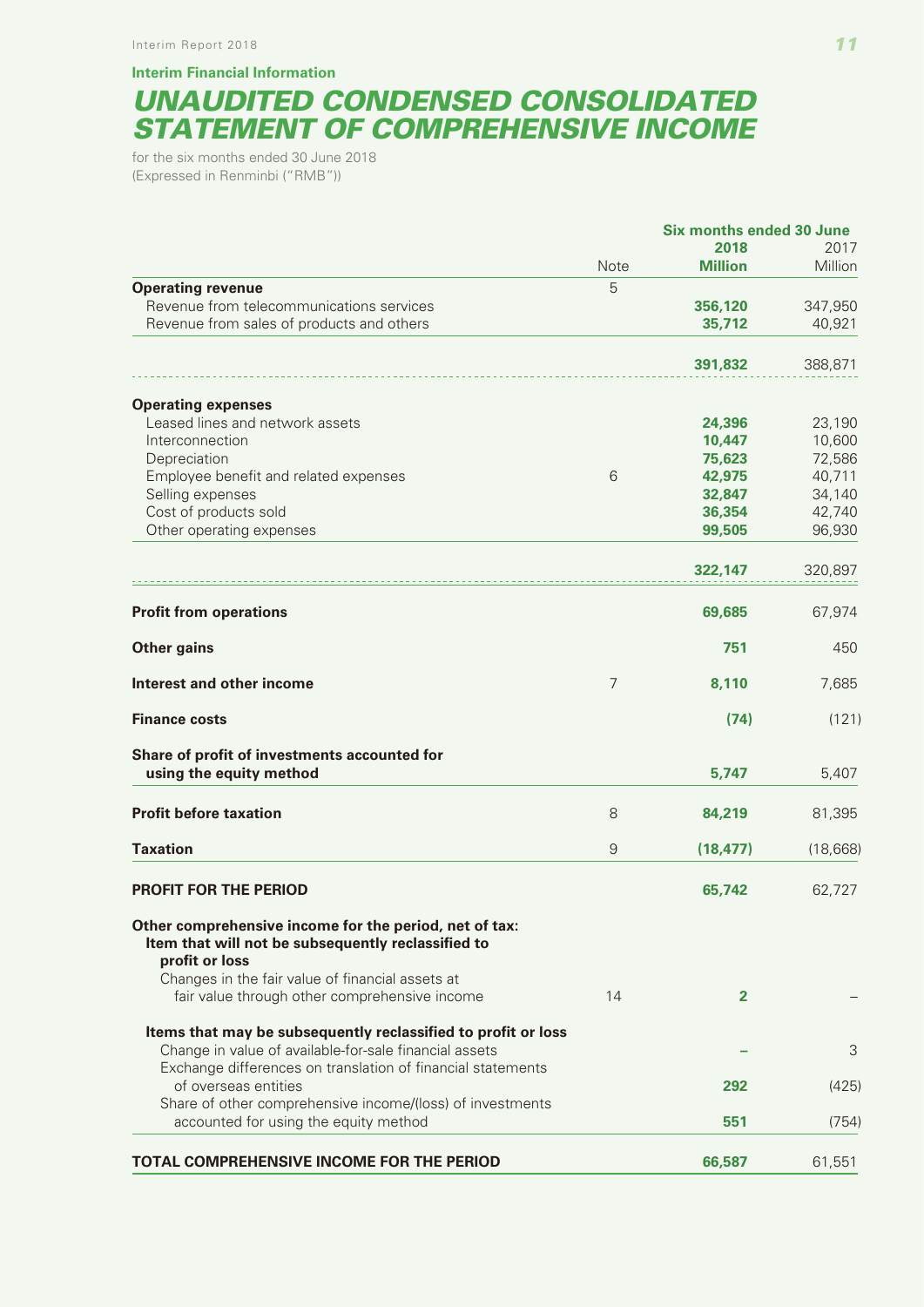**Interim Financial Information**

# *UNAUDITED CONDENSED CONSOLIDATED STATEMENT OF COMPREHENSIVE INCOME*

for the six months ended 30 June 2018
(Expressed in Renminbi ("RMB"))

| | Note | Six months ended 30 June 2018 Million | 2017 Million |
|---|---|---|---|
| **Operating revenue** | 5 | | |
| Revenue from telecommunications services | | **356,120** | 347,950 |
| Revenue from sales of products and others | | **35,712** | 40,921 |
| | | **391,832** | 388,871 |
| **Operating expenses** | | | |
| Leased lines and network assets | | **24,396** | 23,190 |
| Interconnection | | **10,447** | 10,600 |
| Depreciation | | **75,623** | 72,586 |
| Employee benefit and related expenses | 6 | **42,975** | 40,711 |
| Selling expenses | | **32,847** | 34,140 |
| Cost of products sold | | **36,354** | 42,740 |
| Other operating expenses | | **99,505** | 96,930 |
| | | **322,147** | 320,897 |
| **Profit from operations** | | **69,685** | 67,974 |
| **Other gains** | | **751** | 450 |
| **Interest and other income** | 7 | **8,110** | 7,685 |
| **Finance costs** | | **(74)** | (121) |
| **Share of profit of investments accounted for using the equity method** | | **5,747** | 5,407 |
| **Profit before taxation** | 8 | **84,219** | 81,395 |
| **Taxation** | 9 | **(18,477)** | (18,668) |
| **PROFIT FOR THE PERIOD** | | **65,742** | 62,727 |
| **Other comprehensive income for the period, net of tax:** | | | |
| **Item that will not be subsequently reclassified to profit or loss** | | | |
| Changes in the fair value of financial assets at fair value through other comprehensive income | 14 | **2** | – |
| **Items that may be subsequently reclassified to profit or loss** | | | |
| Change in value of available-for-sale financial assets | | **–** | 3 |
| Exchange differences on translation of financial statements of overseas entities | | **292** | (425) |
| Share of other comprehensive income/(loss) of investments accounted for using the equity method | | **551** | (754) |
| **TOTAL COMPREHENSIVE INCOME FOR THE PERIOD** | | **66,587** | 61,551 |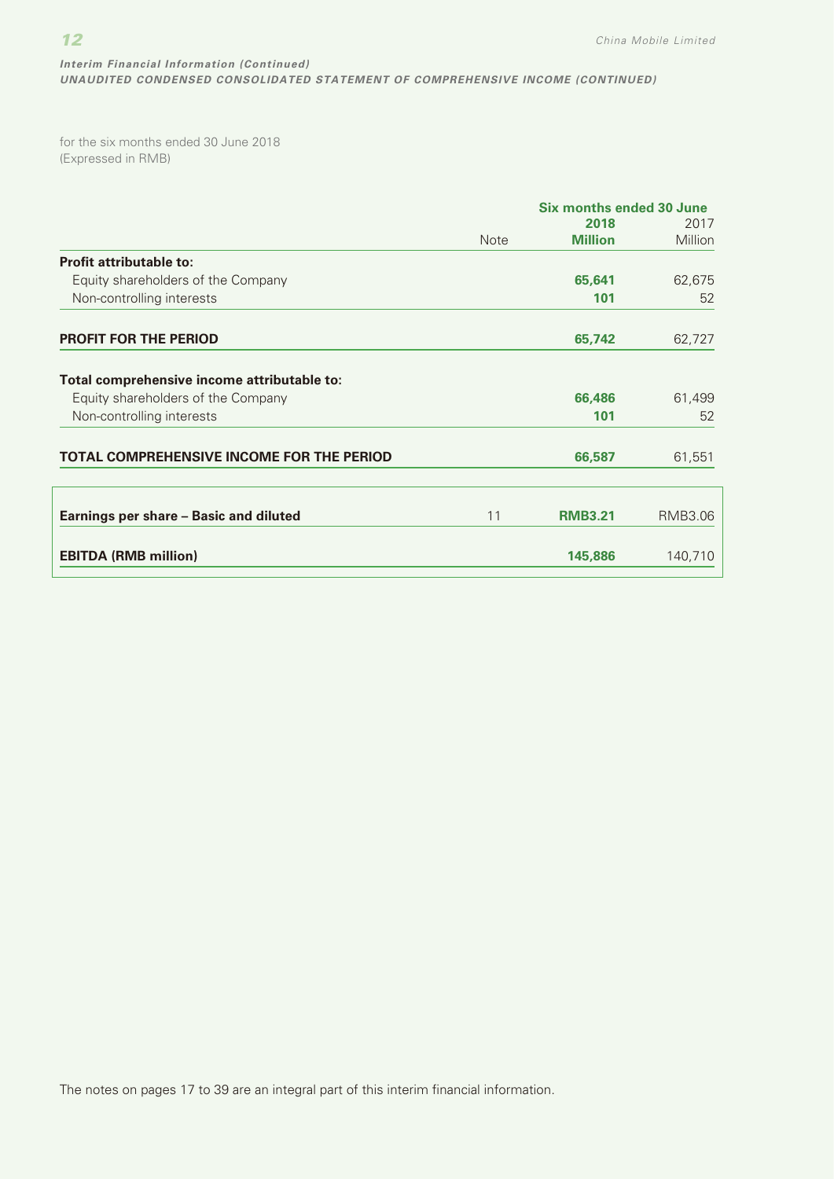*Interim Financial Information (Continued)*
***UNAUDITED CONDENSED CONSOLIDATED STATEMENT OF COMPREHENSIVE INCOME (CONTINUED)***

for the six months ended 30 June 2018
(Expressed in RMB)

| | Note | Six months ended 30 June 2018 Million | 2017 Million |
|---|---|---|---|
| **Profit attributable to:** | | | |
| Equity shareholders of the Company | | **65,641** | 62,675 |
| Non-controlling interests | | **101** | 52 |
| **PROFIT FOR THE PERIOD** | | **65,742** | 62,727 |
| **Total comprehensive income attributable to:** | | | |
| Equity shareholders of the Company | | **66,486** | 61,499 |
| Non-controlling interests | | **101** | 52 |
| **TOTAL COMPREHENSIVE INCOME FOR THE PERIOD** | | **66,587** | 61,551 |
| **Earnings per share – Basic and diluted** | 11 | **RMB3.21** | RMB3.06 |
| **EBITDA (RMB million)** | | **145,886** | 140,710 |

The notes on pages 17 to 39 are an integral part of this interim financial information.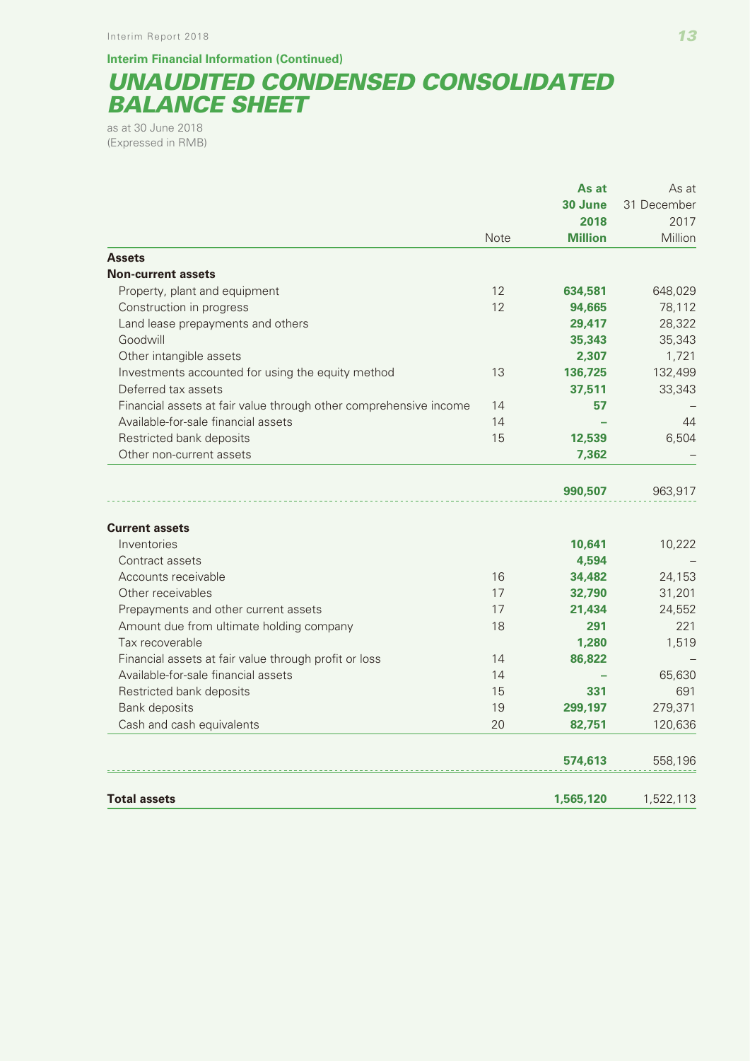Interim Financial Information (Continued)

# UNAUDITED CONDENSED CONSOLIDATED BALANCE SHEET

as at 30 June 2018
(Expressed in RMB)

| | Note | **As at 30 June 2018 Million** | As at 31 December 2017 Million |
|---|---|---|---|
| **Assets** | | | |
| **Non-current assets** | | | |
| Property, plant and equipment | 12 | **634,581** | 648,029 |
| Construction in progress | 12 | **94,665** | 78,112 |
| Land lease prepayments and others | | **29,417** | 28,322 |
| Goodwill | | **35,343** | 35,343 |
| Other intangible assets | | **2,307** | 1,721 |
| Investments accounted for using the equity method | 13 | **136,725** | 132,499 |
| Deferred tax assets | | **37,511** | 33,343 |
| Financial assets at fair value through other comprehensive income | 14 | **57** | – |
| Available-for-sale financial assets | 14 | **–** | 44 |
| Restricted bank deposits | 15 | **12,539** | 6,504 |
| Other non-current assets | | **7,362** | – |
| | | **990,507** | 963,917 |
| **Current assets** | | | |
| Inventories | | **10,641** | 10,222 |
| Contract assets | | **4,594** | – |
| Accounts receivable | 16 | **34,482** | 24,153 |
| Other receivables | 17 | **32,790** | 31,201 |
| Prepayments and other current assets | 17 | **21,434** | 24,552 |
| Amount due from ultimate holding company | 18 | **291** | 221 |
| Tax recoverable | | **1,280** | 1,519 |
| Financial assets at fair value through profit or loss | 14 | **86,822** | – |
| Available-for-sale financial assets | 14 | **–** | 65,630 |
| Restricted bank deposits | 15 | **331** | 691 |
| Bank deposits | 19 | **299,197** | 279,371 |
| Cash and cash equivalents | 20 | **82,751** | 120,636 |
| | | **574,613** | 558,196 |
| **Total assets** | | **1,565,120** | 1,522,113 |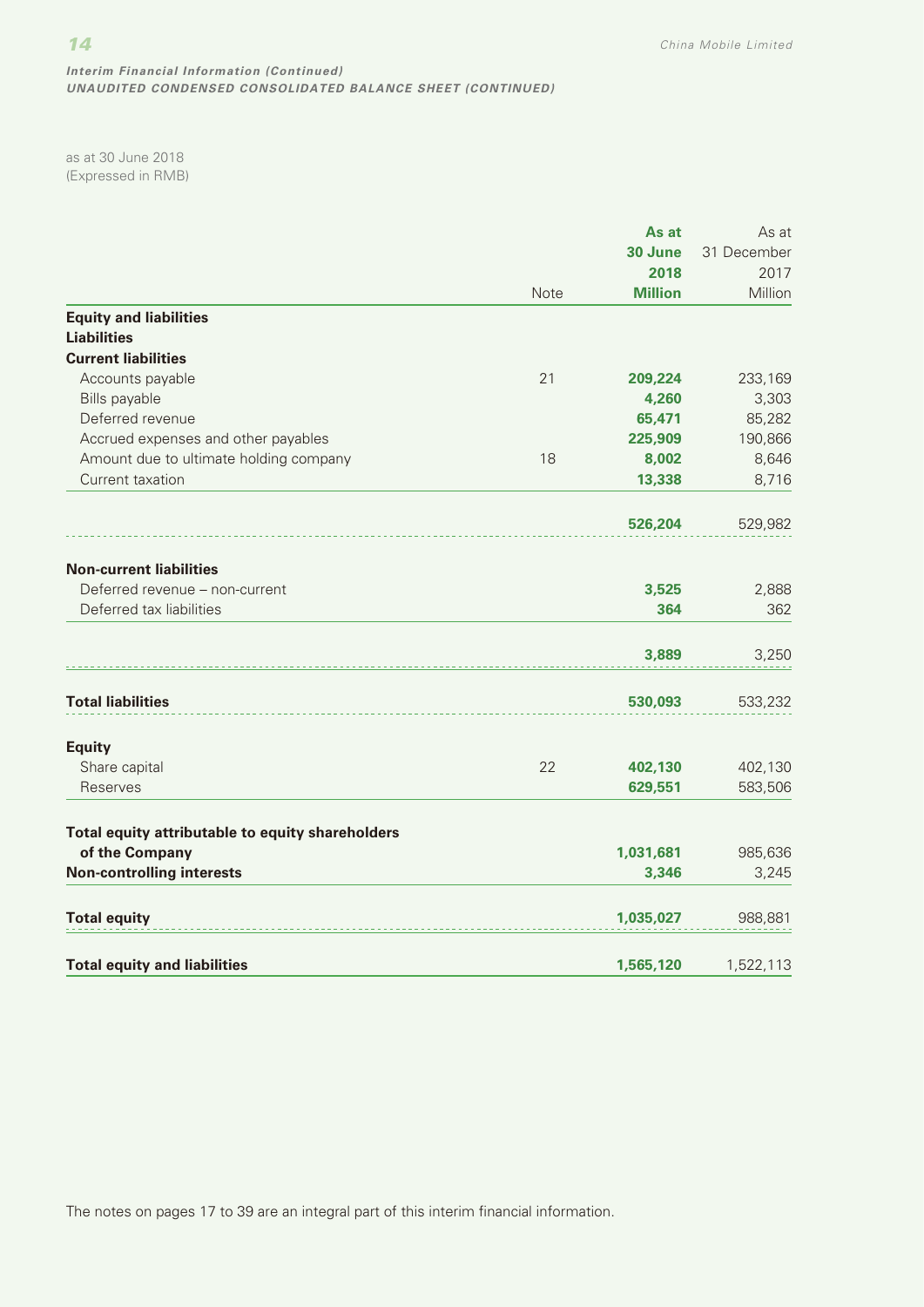*Interim Financial Information (Continued)*
***UNAUDITED CONDENSED CONSOLIDATED BALANCE SHEET (CONTINUED)***

as at 30 June 2018
(Expressed in RMB)

| | Note | As at 30 June 2018 Million | As at 31 December 2017 Million |
|---|---|---|---|
| **Equity and liabilities** | | | |
| **Liabilities** | | | |
| **Current liabilities** | | | |
| Accounts payable | 21 | **209,224** | 233,169 |
| Bills payable | | **4,260** | 3,303 |
| Deferred revenue | | **65,471** | 85,282 |
| Accrued expenses and other payables | | **225,909** | 190,866 |
| Amount due to ultimate holding company | 18 | **8,002** | 8,646 |
| Current taxation | | **13,338** | 8,716 |
| | | **526,204** | 529,982 |
| **Non-current liabilities** | | | |
| Deferred revenue – non-current | | **3,525** | 2,888 |
| Deferred tax liabilities | | **364** | 362 |
| | | **3,889** | 3,250 |
| **Total liabilities** | | **530,093** | 533,232 |
| **Equity** | | | |
| Share capital | 22 | **402,130** | 402,130 |
| Reserves | | **629,551** | 583,506 |
| **Total equity attributable to equity shareholders of the Company** | | **1,031,681** | 985,636 |
| **Non-controlling interests** | | **3,346** | 3,245 |
| **Total equity** | | **1,035,027** | 988,881 |
| **Total equity and liabilities** | | **1,565,120** | 1,522,113 |

The notes on pages 17 to 39 are an integral part of this interim financial information.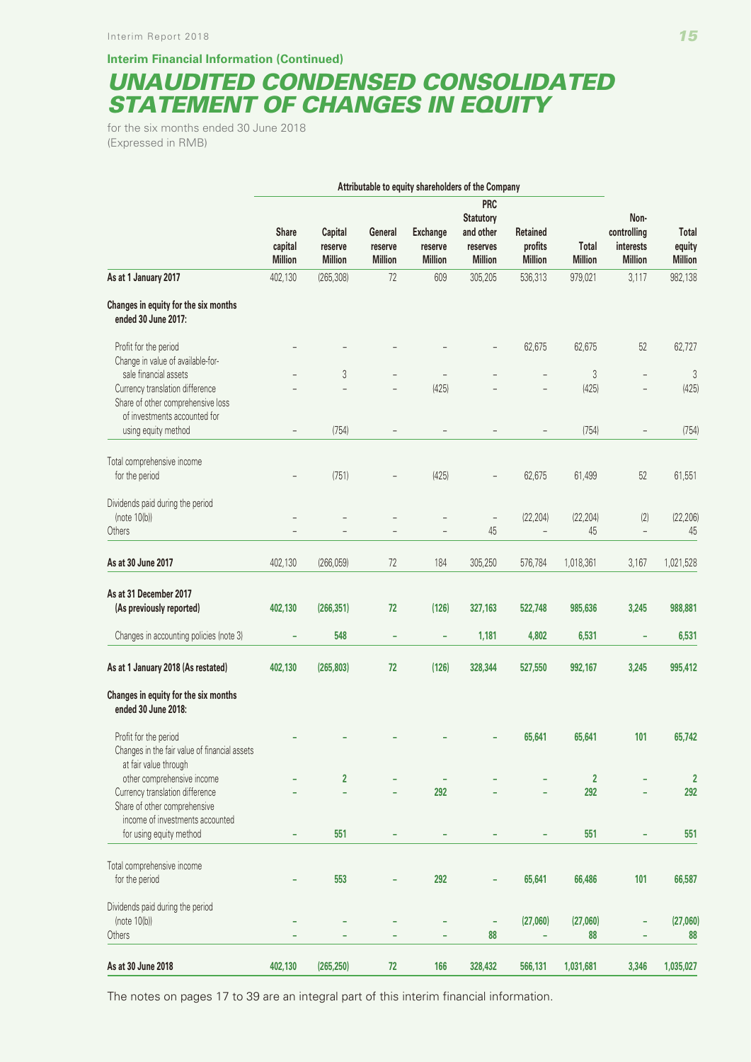**Interim Financial Information (Continued)**

# *UNAUDITED CONDENSED CONSOLIDATED STATEMENT OF CHANGES IN EQUITY*

for the six months ended 30 June 2018
(Expressed in RMB)

| | Attributable to equity shareholders of the Company | | | | | | | | |
|---|---|---|---|---|---|---|---|---|---|
| | Share capital Million | Capital reserve Million | General reserve Million | Exchange reserve Million | PRC Statutory and other reserves Million | Retained profits Million | Total Million | Non-controlling interests Million | Total equity Million |
| **As at 1 January 2017** | 402,130 | (265,308) | 72 | 609 | 305,205 | 536,313 | 979,021 | 3,117 | 982,138 |
| **Changes in equity for the six months ended 30 June 2017:** | | | | | | | | | |
| Profit for the period | – | – | – | – | – | 62,675 | 62,675 | 52 | 62,727 |
| Change in value of available-for-sale financial assets | – | 3 | – | – | – | – | 3 | – | 3 |
| Currency translation difference | – | – | – | (425) | – | – | (425) | – | (425) |
| Share of other comprehensive loss of investments accounted for using equity method | – | (754) | – | – | – | – | (754) | – | (754) |
| Total comprehensive income for the period | – | (751) | – | (425) | – | 62,675 | 61,499 | 52 | 61,551 |
| Dividends paid during the period (note 10(b)) | – | – | – | – | – | (22,204) | (22,204) | (2) | (22,206) |
| Others | – | – | – | – | 45 | – | 45 | – | 45 |
| **As at 30 June 2017** | 402,130 | (266,059) | 72 | 184 | 305,250 | 576,784 | 1,018,361 | 3,167 | 1,021,528 |
| **As at 31 December 2017 (As previously reported)** | **402,130** | **(266,351)** | **72** | **(126)** | **327,163** | **522,748** | **985,636** | **3,245** | **988,881** |
| Changes in accounting policies (note 3) | **–** | **548** | **–** | **–** | **1,181** | **4,802** | **6,531** | **–** | **6,531** |
| **As at 1 January 2018 (As restated)** | **402,130** | **(265,803)** | **72** | **(126)** | **328,344** | **527,550** | **992,167** | **3,245** | **995,412** |
| **Changes in equity for the six months ended 30 June 2018:** | | | | | | | | | |
| Profit for the period | **–** | **–** | **–** | **–** | **–** | **65,641** | **65,641** | **101** | **65,742** |
| Changes in the fair value of financial assets at fair value through other comprehensive income | **–** | **2** | **–** | **–** | **–** | **–** | **2** | **–** | **2** |
| Currency translation difference | **–** | **–** | **–** | **292** | **–** | **–** | **292** | **–** | **292** |
| Share of other comprehensive income of investments accounted for using equity method | **–** | **551** | **–** | **–** | **–** | **–** | **551** | **–** | **551** |
| Total comprehensive income for the period | **–** | **553** | **–** | **292** | **–** | **65,641** | **66,486** | **101** | **66,587** |
| Dividends paid during the period (note 10(b)) | **–** | **–** | **–** | **–** | **–** | **(27,060)** | **(27,060)** | **–** | **(27,060)** |
| Others | **–** | **–** | **–** | **–** | **88** | **–** | **88** | **–** | **88** |
| **As at 30 June 2018** | **402,130** | **(265,250)** | **72** | **166** | **328,432** | **566,131** | **1,031,681** | **3,346** | **1,035,027** |

The notes on pages 17 to 39 are an integral part of this interim financial information.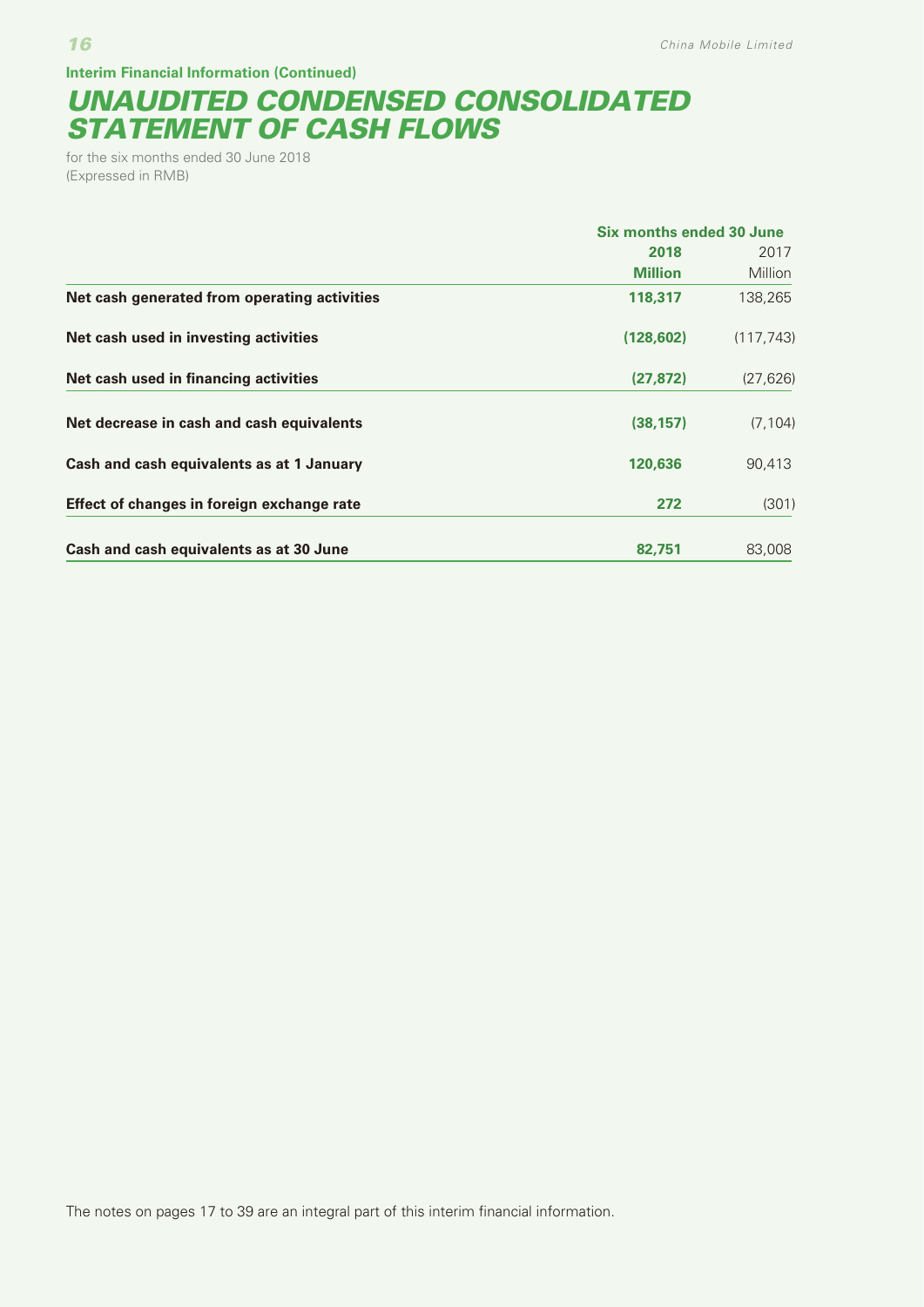**Interim Financial Information (Continued)**

# UNAUDITED CONDENSED CONSOLIDATED STATEMENT OF CASH FLOWS

for the six months ended 30 June 2018
(Expressed in RMB)

| | Six months ended 30 June | |
|---|---|---|
| | **2018** | 2017 |
| | **Million** | Million |
| **Net cash generated from operating activities** | **118,317** | 138,265 |
| **Net cash used in investing activities** | **(128,602)** | (117,743) |
| **Net cash used in financing activities** | **(27,872)** | (27,626) |
| **Net decrease in cash and cash equivalents** | **(38,157)** | (7,104) |
| **Cash and cash equivalents as at 1 January** | **120,636** | 90,413 |
| **Effect of changes in foreign exchange rate** | **272** | (301) |
| **Cash and cash equivalents as at 30 June** | **82,751** | 83,008 |

The notes on pages 17 to 39 are an integral part of this interim financial information.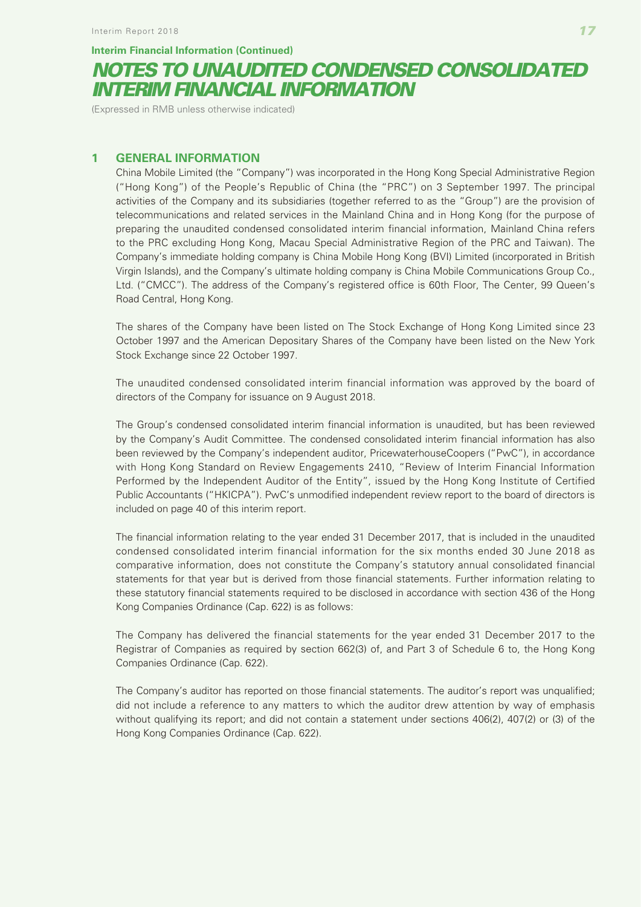**Interim Financial Information (Continued)**

# *NOTES TO UNAUDITED CONDENSED CONSOLIDATED INTERIM FINANCIAL INFORMATION*

(Expressed in RMB unless otherwise indicated)

## 1 GENERAL INFORMATION

China Mobile Limited (the "Company") was incorporated in the Hong Kong Special Administrative Region ("Hong Kong") of the People's Republic of China (the "PRC") on 3 September 1997. The principal activities of the Company and its subsidiaries (together referred to as the "Group") are the provision of telecommunications and related services in the Mainland China and in Hong Kong (for the purpose of preparing the unaudited condensed consolidated interim financial information, Mainland China refers to the PRC excluding Hong Kong, Macau Special Administrative Region of the PRC and Taiwan). The Company's immediate holding company is China Mobile Hong Kong (BVI) Limited (incorporated in British Virgin Islands), and the Company's ultimate holding company is China Mobile Communications Group Co., Ltd. ("CMCC"). The address of the Company's registered office is 60th Floor, The Center, 99 Queen's Road Central, Hong Kong.

The shares of the Company have been listed on The Stock Exchange of Hong Kong Limited since 23 October 1997 and the American Depositary Shares of the Company have been listed on the New York Stock Exchange since 22 October 1997.

The unaudited condensed consolidated interim financial information was approved by the board of directors of the Company for issuance on 9 August 2018.

The Group's condensed consolidated interim financial information is unaudited, but has been reviewed by the Company's Audit Committee. The condensed consolidated interim financial information has also been reviewed by the Company's independent auditor, PricewaterhouseCoopers ("PwC"), in accordance with Hong Kong Standard on Review Engagements 2410, "Review of Interim Financial Information Performed by the Independent Auditor of the Entity", issued by the Hong Kong Institute of Certified Public Accountants ("HKICPA"). PwC's unmodified independent review report to the board of directors is included on page 40 of this interim report.

The financial information relating to the year ended 31 December 2017, that is included in the unaudited condensed consolidated interim financial information for the six months ended 30 June 2018 as comparative information, does not constitute the Company's statutory annual consolidated financial statements for that year but is derived from those financial statements. Further information relating to these statutory financial statements required to be disclosed in accordance with section 436 of the Hong Kong Companies Ordinance (Cap. 622) is as follows:

The Company has delivered the financial statements for the year ended 31 December 2017 to the Registrar of Companies as required by section 662(3) of, and Part 3 of Schedule 6 to, the Hong Kong Companies Ordinance (Cap. 622).

The Company's auditor has reported on those financial statements. The auditor's report was unqualified; did not include a reference to any matters to which the auditor drew attention by way of emphasis without qualifying its report; and did not contain a statement under sections 406(2), 407(2) or (3) of the Hong Kong Companies Ordinance (Cap. 622).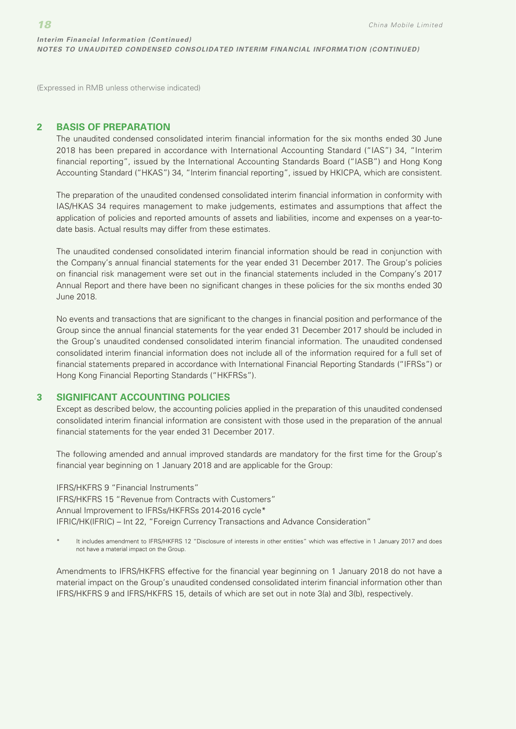(Expressed in RMB unless otherwise indicated)

## 2 BASIS OF PREPARATION

The unaudited condensed consolidated interim financial information for the six months ended 30 June 2018 has been prepared in accordance with International Accounting Standard ("IAS") 34, "Interim financial reporting", issued by the International Accounting Standards Board ("IASB") and Hong Kong Accounting Standard ("HKAS") 34, "Interim financial reporting", issued by HKICPA, which are consistent.

The preparation of the unaudited condensed consolidated interim financial information in conformity with IAS/HKAS 34 requires management to make judgements, estimates and assumptions that affect the application of policies and reported amounts of assets and liabilities, income and expenses on a year-to-date basis. Actual results may differ from these estimates.

The unaudited condensed consolidated interim financial information should be read in conjunction with the Company's annual financial statements for the year ended 31 December 2017. The Group's policies on financial risk management were set out in the financial statements included in the Company's 2017 Annual Report and there have been no significant changes in these policies for the six months ended 30 June 2018.

No events and transactions that are significant to the changes in financial position and performance of the Group since the annual financial statements for the year ended 31 December 2017 should be included in the Group's unaudited condensed consolidated interim financial information. The unaudited condensed consolidated interim financial information does not include all of the information required for a full set of financial statements prepared in accordance with International Financial Reporting Standards ("IFRSs") or Hong Kong Financial Reporting Standards ("HKFRSs").

## 3 SIGNIFICANT ACCOUNTING POLICIES

Except as described below, the accounting policies applied in the preparation of this unaudited condensed consolidated interim financial information are consistent with those used in the preparation of the annual financial statements for the year ended 31 December 2017.

The following amended and annual improved standards are mandatory for the first time for the Group's financial year beginning on 1 January 2018 and are applicable for the Group:

IFRS/HKFRS 9 "Financial Instruments"
IFRS/HKFRS 15 "Revenue from Contracts with Customers"
Annual Improvement to IFRSs/HKFRSs 2014-2016 cycle*
IFRIC/HK(IFRIC) – Int 22, "Foreign Currency Transactions and Advance Consideration"

\* It includes amendment to IFRS/HKFRS 12 "Disclosure of interests in other entities" which was effective in 1 January 2017 and does not have a material impact on the Group.

Amendments to IFRS/HKFRS effective for the financial year beginning on 1 January 2018 do not have a material impact on the Group's unaudited condensed consolidated interim financial information other than IFRS/HKFRS 9 and IFRS/HKFRS 15, details of which are set out in note 3(a) and 3(b), respectively.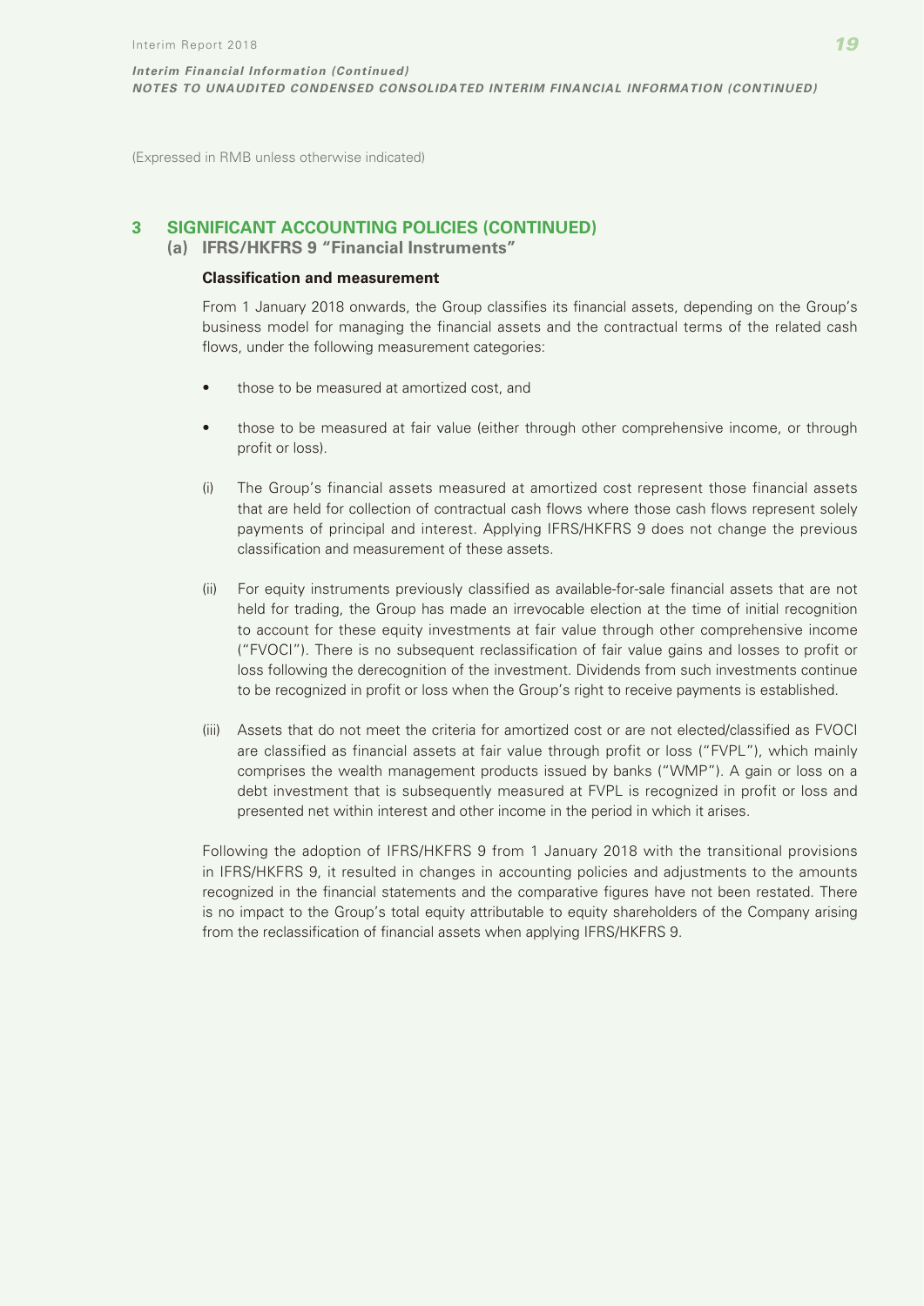(Expressed in RMB unless otherwise indicated)

## 3 SIGNIFICANT ACCOUNTING POLICIES (CONTINUED)

### (a) IFRS/HKFRS 9 "Financial Instruments"

**Classification and measurement**

From 1 January 2018 onwards, the Group classifies its financial assets, depending on the Group's business model for managing the financial assets and the contractual terms of the related cash flows, under the following measurement categories:

- those to be measured at amortized cost, and
- those to be measured at fair value (either through other comprehensive income, or through profit or loss).

(i) The Group's financial assets measured at amortized cost represent those financial assets that are held for collection of contractual cash flows where those cash flows represent solely payments of principal and interest. Applying IFRS/HKFRS 9 does not change the previous classification and measurement of these assets.

(ii) For equity instruments previously classified as available-for-sale financial assets that are not held for trading, the Group has made an irrevocable election at the time of initial recognition to account for these equity investments at fair value through other comprehensive income ("FVOCI"). There is no subsequent reclassification of fair value gains and losses to profit or loss following the derecognition of the investment. Dividends from such investments continue to be recognized in profit or loss when the Group's right to receive payments is established.

(iii) Assets that do not meet the criteria for amortized cost or are not elected/classified as FVOCI are classified as financial assets at fair value through profit or loss ("FVPL"), which mainly comprises the wealth management products issued by banks ("WMP"). A gain or loss on a debt investment that is subsequently measured at FVPL is recognized in profit or loss and presented net within interest and other income in the period in which it arises.

Following the adoption of IFRS/HKFRS 9 from 1 January 2018 with the transitional provisions in IFRS/HKFRS 9, it resulted in changes in accounting policies and adjustments to the amounts recognized in the financial statements and the comparative figures have not been restated. There is no impact to the Group's total equity attributable to equity shareholders of the Company arising from the reclassification of financial assets when applying IFRS/HKFRS 9.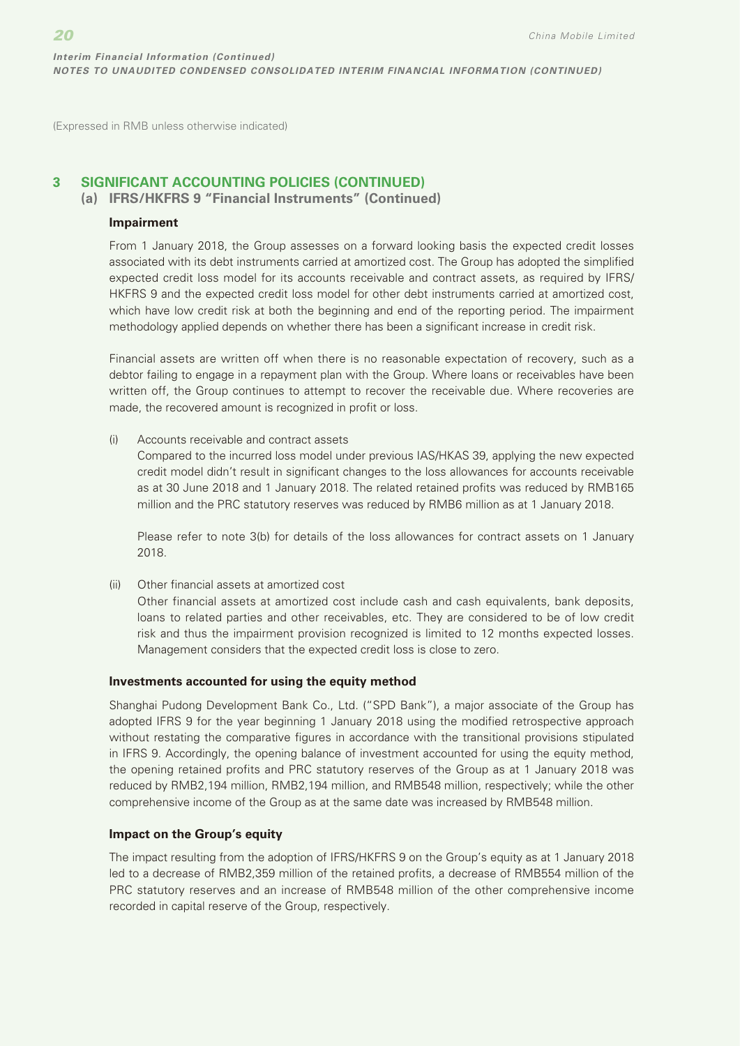(Expressed in RMB unless otherwise indicated)

## 3 SIGNIFICANT ACCOUNTING POLICIES (CONTINUED)

### (a) IFRS/HKFRS 9 "Financial Instruments" (Continued)

**Impairment**

From 1 January 2018, the Group assesses on a forward looking basis the expected credit losses associated with its debt instruments carried at amortized cost. The Group has adopted the simplified expected credit loss model for its accounts receivable and contract assets, as required by IFRS/HKFRS 9 and the expected credit loss model for other debt instruments carried at amortized cost, which have low credit risk at both the beginning and end of the reporting period. The impairment methodology applied depends on whether there has been a significant increase in credit risk.

Financial assets are written off when there is no reasonable expectation of recovery, such as a debtor failing to engage in a repayment plan with the Group. Where loans or receivables have been written off, the Group continues to attempt to recover the receivable due. Where recoveries are made, the recovered amount is recognized in profit or loss.

(i) Accounts receivable and contract assets

Compared to the incurred loss model under previous IAS/HKAS 39, applying the new expected credit model didn't result in significant changes to the loss allowances for accounts receivable as at 30 June 2018 and 1 January 2018. The related retained profits was reduced by RMB165 million and the PRC statutory reserves was reduced by RMB6 million as at 1 January 2018.

Please refer to note 3(b) for details of the loss allowances for contract assets on 1 January 2018.

(ii) Other financial assets at amortized cost

Other financial assets at amortized cost include cash and cash equivalents, bank deposits, loans to related parties and other receivables, etc. They are considered to be of low credit risk and thus the impairment provision recognized is limited to 12 months expected losses. Management considers that the expected credit loss is close to zero.

**Investments accounted for using the equity method**

Shanghai Pudong Development Bank Co., Ltd. ("SPD Bank"), a major associate of the Group has adopted IFRS 9 for the year beginning 1 January 2018 using the modified retrospective approach without restating the comparative figures in accordance with the transitional provisions stipulated in IFRS 9. Accordingly, the opening balance of investment accounted for using the equity method, the opening retained profits and PRC statutory reserves of the Group as at 1 January 2018 was reduced by RMB2,194 million, RMB2,194 million, and RMB548 million, respectively; while the other comprehensive income of the Group as at the same date was increased by RMB548 million.

**Impact on the Group's equity**

The impact resulting from the adoption of IFRS/HKFRS 9 on the Group's equity as at 1 January 2018 led to a decrease of RMB2,359 million of the retained profits, a decrease of RMB554 million of the PRC statutory reserves and an increase of RMB548 million of the other comprehensive income recorded in capital reserve of the Group, respectively.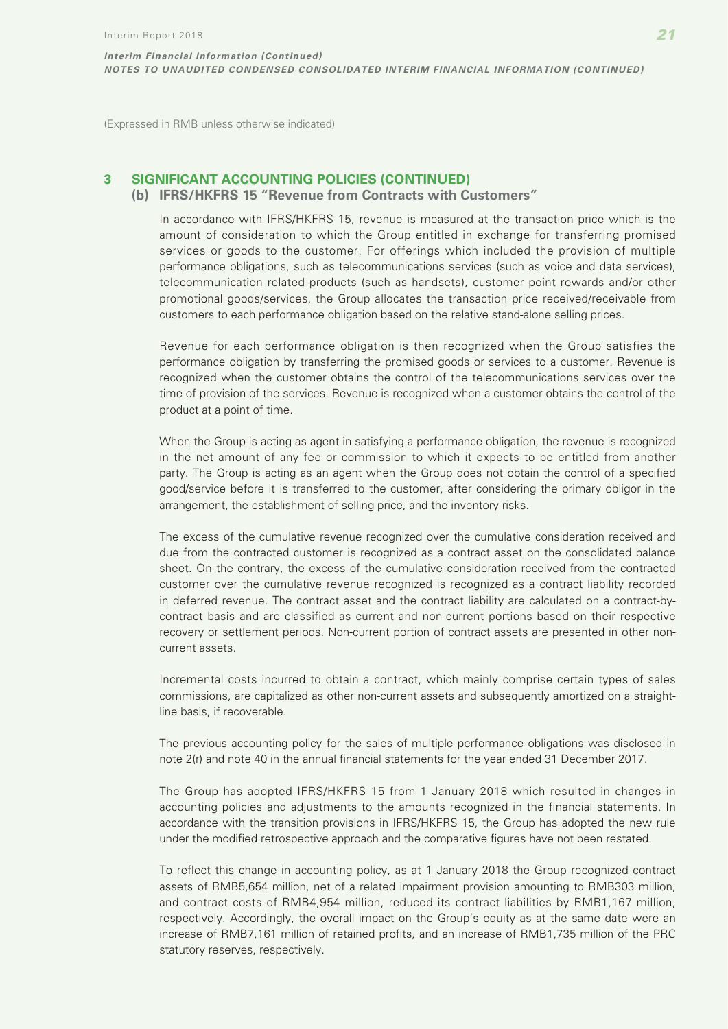(Expressed in RMB unless otherwise indicated)

## 3 SIGNIFICANT ACCOUNTING POLICIES (CONTINUED)

### (b) IFRS/HKFRS 15 "Revenue from Contracts with Customers"

In accordance with IFRS/HKFRS 15, revenue is measured at the transaction price which is the amount of consideration to which the Group entitled in exchange for transferring promised services or goods to the customer. For offerings which included the provision of multiple performance obligations, such as telecommunications services (such as voice and data services), telecommunication related products (such as handsets), customer point rewards and/or other promotional goods/services, the Group allocates the transaction price received/receivable from customers to each performance obligation based on the relative stand-alone selling prices.

Revenue for each performance obligation is then recognized when the Group satisfies the performance obligation by transferring the promised goods or services to a customer. Revenue is recognized when the customer obtains the control of the telecommunications services over the time of provision of the services. Revenue is recognized when a customer obtains the control of the product at a point of time.

When the Group is acting as agent in satisfying a performance obligation, the revenue is recognized in the net amount of any fee or commission to which it expects to be entitled from another party. The Group is acting as an agent when the Group does not obtain the control of a specified good/service before it is transferred to the customer, after considering the primary obligor in the arrangement, the establishment of selling price, and the inventory risks.

The excess of the cumulative revenue recognized over the cumulative consideration received and due from the contracted customer is recognized as a contract asset on the consolidated balance sheet. On the contrary, the excess of the cumulative consideration received from the contracted customer over the cumulative revenue recognized is recognized as a contract liability recorded in deferred revenue. The contract asset and the contract liability are calculated on a contract-by-contract basis and are classified as current and non-current portions based on their respective recovery or settlement periods. Non-current portion of contract assets are presented in other non-current assets.

Incremental costs incurred to obtain a contract, which mainly comprise certain types of sales commissions, are capitalized as other non-current assets and subsequently amortized on a straight-line basis, if recoverable.

The previous accounting policy for the sales of multiple performance obligations was disclosed in note 2(r) and note 40 in the annual financial statements for the year ended 31 December 2017.

The Group has adopted IFRS/HKFRS 15 from 1 January 2018 which resulted in changes in accounting policies and adjustments to the amounts recognized in the financial statements. In accordance with the transition provisions in IFRS/HKFRS 15, the Group has adopted the new rule under the modified retrospective approach and the comparative figures have not been restated.

To reflect this change in accounting policy, as at 1 January 2018 the Group recognized contract assets of RMB5,654 million, net of a related impairment provision amounting to RMB303 million, and contract costs of RMB4,954 million, reduced its contract liabilities by RMB1,167 million, respectively. Accordingly, the overall impact on the Group's equity as at the same date were an increase of RMB7,161 million of retained profits, and an increase of RMB1,735 million of the PRC statutory reserves, respectively.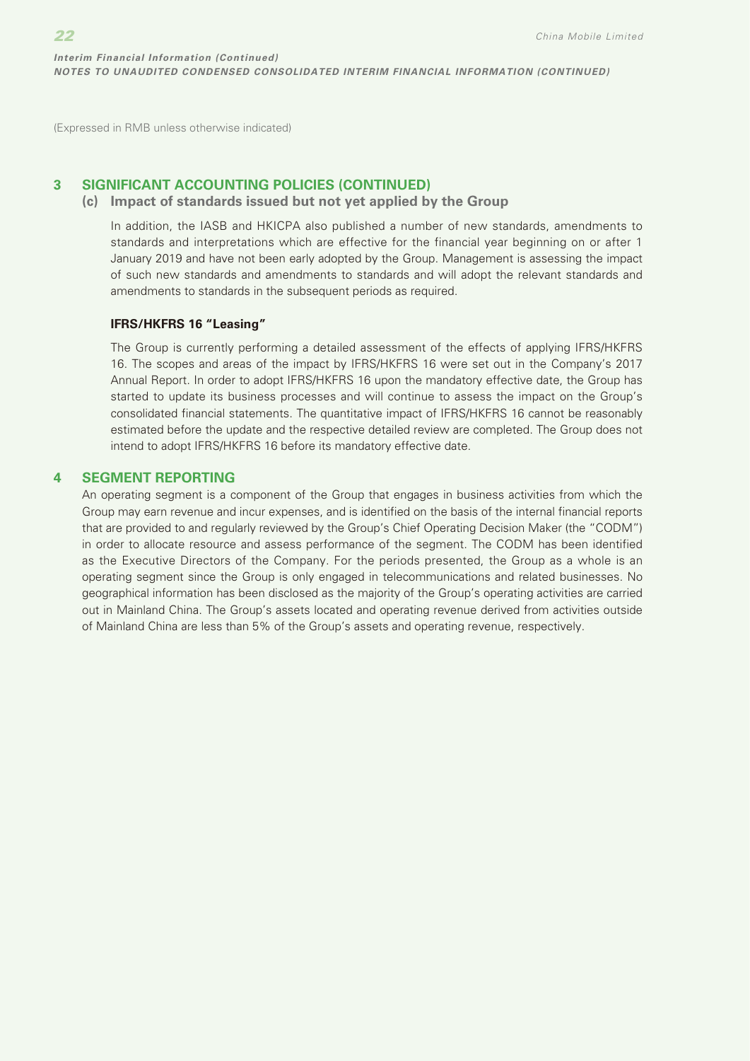(Expressed in RMB unless otherwise indicated)

## 3 SIGNIFICANT ACCOUNTING POLICIES (CONTINUED)

### (c) Impact of standards issued but not yet applied by the Group

In addition, the IASB and HKICPA also published a number of new standards, amendments to standards and interpretations which are effective for the financial year beginning on or after 1 January 2019 and have not been early adopted by the Group. Management is assessing the impact of such new standards and amendments to standards and will adopt the relevant standards and amendments to standards in the subsequent periods as required.

**IFRS/HKFRS 16 "Leasing"**

The Group is currently performing a detailed assessment of the effects of applying IFRS/HKFRS 16. The scopes and areas of the impact by IFRS/HKFRS 16 were set out in the Company's 2017 Annual Report. In order to adopt IFRS/HKFRS 16 upon the mandatory effective date, the Group has started to update its business processes and will continue to assess the impact on the Group's consolidated financial statements. The quantitative impact of IFRS/HKFRS 16 cannot be reasonably estimated before the update and the respective detailed review are completed. The Group does not intend to adopt IFRS/HKFRS 16 before its mandatory effective date.

## 4 SEGMENT REPORTING

An operating segment is a component of the Group that engages in business activities from which the Group may earn revenue and incur expenses, and is identified on the basis of the internal financial reports that are provided to and regularly reviewed by the Group's Chief Operating Decision Maker (the "CODM") in order to allocate resource and assess performance of the segment. The CODM has been identified as the Executive Directors of the Company. For the periods presented, the Group as a whole is an operating segment since the Group is only engaged in telecommunications and related businesses. No geographical information has been disclosed as the majority of the Group's operating activities are carried out in Mainland China. The Group's assets located and operating revenue derived from activities outside of Mainland China are less than 5% of the Group's assets and operating revenue, respectively.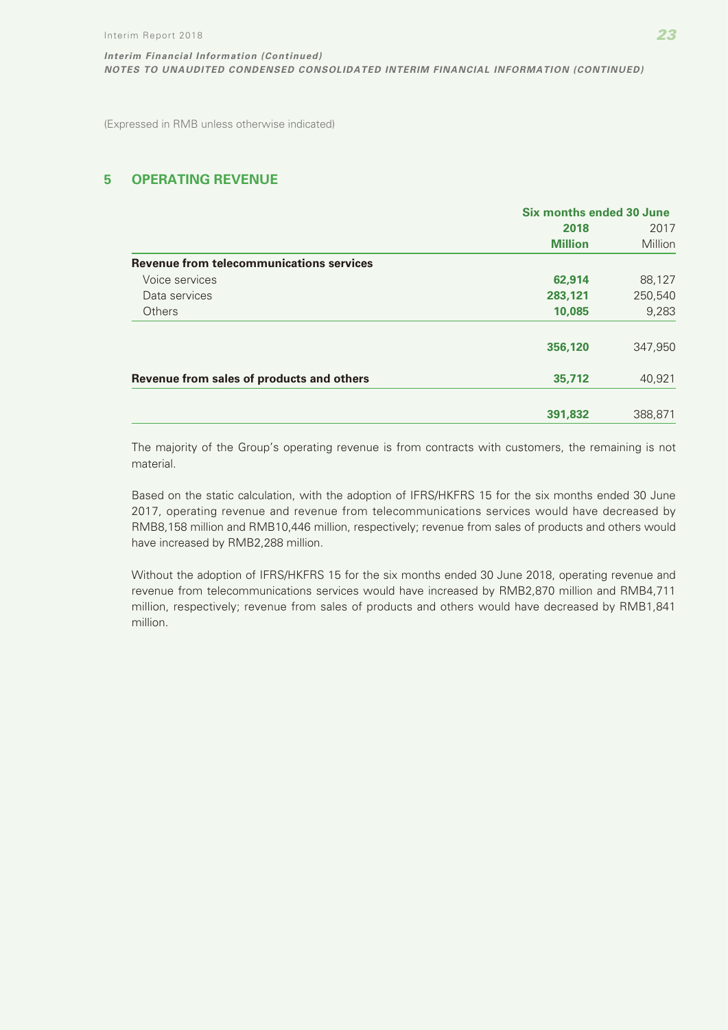(Expressed in RMB unless otherwise indicated)

## 5 OPERATING REVENUE

| | Six months ended 30 June | |
|---|---|---|
| | **2018** | 2017 |
| | **Million** | Million |
| **Revenue from telecommunications services** | | |
| Voice services | **62,914** | 88,127 |
| Data services | **283,121** | 250,540 |
| Others | **10,085** | 9,283 |
| | **356,120** | 347,950 |
| **Revenue from sales of products and others** | **35,712** | 40,921 |
| | **391,832** | 388,871 |

The majority of the Group's operating revenue is from contracts with customers, the remaining is not material.

Based on the static calculation, with the adoption of IFRS/HKFRS 15 for the six months ended 30 June 2017, operating revenue and revenue from telecommunications services would have decreased by RMB8,158 million and RMB10,446 million, respectively; revenue from sales of products and others would have increased by RMB2,288 million.

Without the adoption of IFRS/HKFRS 15 for the six months ended 30 June 2018, operating revenue and revenue from telecommunications services would have increased by RMB2,870 million and RMB4,711 million, respectively; revenue from sales of products and others would have decreased by RMB1,841 million.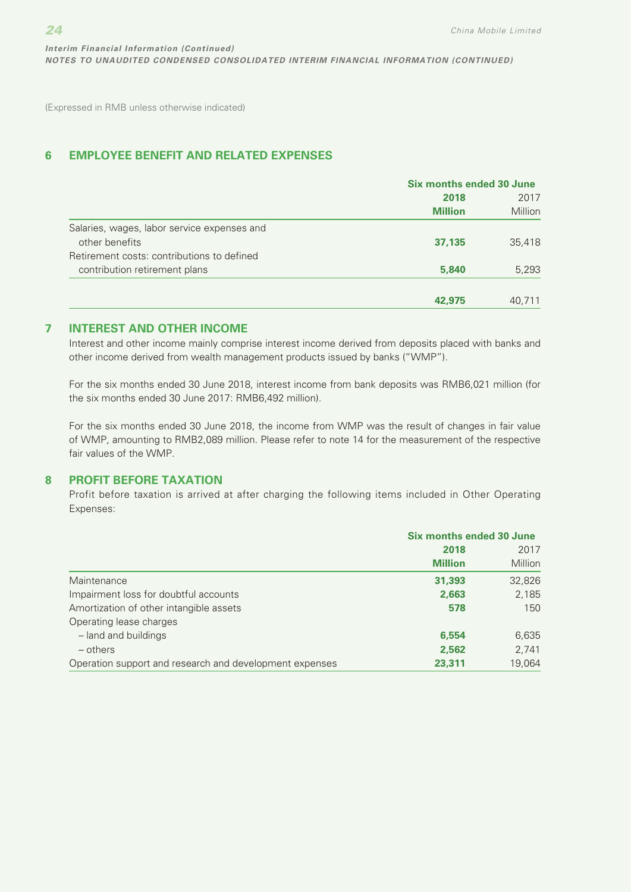(Expressed in RMB unless otherwise indicated)

## 6 EMPLOYEE BENEFIT AND RELATED EXPENSES

| | Six months ended 30 June | |
|---|---|---|
| | **2018** | 2017 |
| | **Million** | Million |
| Salaries, wages, labor service expenses and other benefits | **37,135** | 35,418 |
| Retirement costs: contributions to defined contribution retirement plans | **5,840** | 5,293 |
| | **42,975** | 40,711 |

## 7 INTEREST AND OTHER INCOME

Interest and other income mainly comprise interest income derived from deposits placed with banks and other income derived from wealth management products issued by banks ("WMP").

For the six months ended 30 June 2018, interest income from bank deposits was RMB6,021 million (for the six months ended 30 June 2017: RMB6,492 million).

For the six months ended 30 June 2018, the income from WMP was the result of changes in fair value of WMP, amounting to RMB2,089 million. Please refer to note 14 for the measurement of the respective fair values of the WMP.

## 8 PROFIT BEFORE TAXATION

Profit before taxation is arrived at after charging the following items included in Other Operating Expenses:

| | Six months ended 30 June | |
|---|---|---|
| | **2018** | 2017 |
| | **Million** | Million |
| Maintenance | **31,393** | 32,826 |
| Impairment loss for doubtful accounts | **2,663** | 2,185 |
| Amortization of other intangible assets | **578** | 150 |
| Operating lease charges | | |
| – land and buildings | **6,554** | 6,635 |
| – others | **2,562** | 2,741 |
| Operation support and research and development expenses | **23,311** | 19,064 |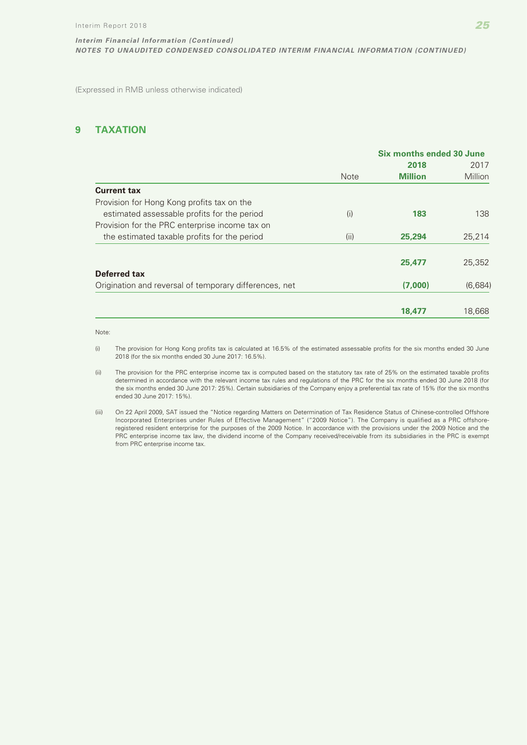(Expressed in RMB unless otherwise indicated)

## 9 TAXATION

| | Note | Six months ended 30 June 2018 Million | 2017 Million |
|---|---|---|---|
| **Current tax** | | | |
| Provision for Hong Kong profits tax on the estimated assessable profits for the period | (i) | **183** | 138 |
| Provision for the PRC enterprise income tax on the estimated taxable profits for the period | (ii) | **25,294** | 25,214 |
| | | **25,477** | 25,352 |
| **Deferred tax** | | | |
| Origination and reversal of temporary differences, net | | **(7,000)** | (6,684) |
| | | **18,477** | 18,668 |

Note:

(i) The provision for Hong Kong profits tax is calculated at 16.5% of the estimated assessable profits for the six months ended 30 June 2018 (for the six months ended 30 June 2017: 16.5%).

(ii) The provision for the PRC enterprise income is computed based on the statutory tax rate of 25% on the estimated taxable profits determined in accordance with the relevant income tax rules and regulations of the PRC for the six months ended 30 June 2018 (for the six months ended 30 June 2017: 25%). Certain subsidiaries of the Company enjoy a preferential tax rate of 15% (for the six months ended 30 June 2017: 15%).

(iii) On 22 April 2009, SAT issued the "Notice regarding Matters on Determination of Tax Residence Status of Chinese-controlled Offshore Incorporated Enterprises under Rules of Effective Management" ("2009 Notice"). The Company is qualified as a PRC offshore-registered resident enterprise for the purposes of the 2009 Notice. In accordance with the provisions under the 2009 Notice and the PRC enterprise income tax law, the dividend income of the Company received/receivable from its subsidiaries in the PRC is exempt from PRC enterprise income tax.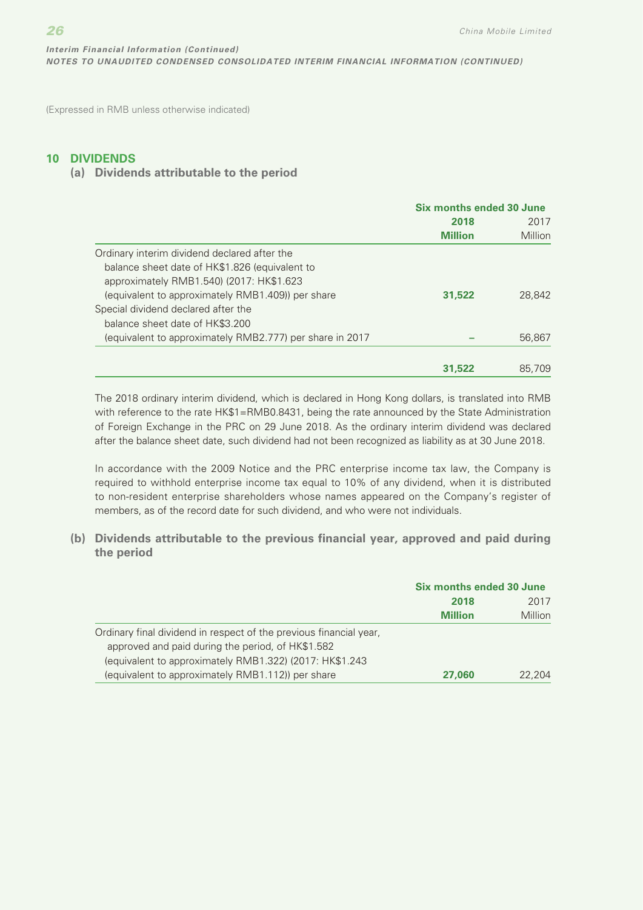(Expressed in RMB unless otherwise indicated)

## 10 DIVIDENDS

### (a) Dividends attributable to the period

| | Six months ended 30 June | |
|---|---|---|
| | **2018** | 2017 |
| | **Million** | Million |
| Ordinary interim dividend declared after the balance sheet date of HK$1.826 (equivalent to approximately RMB1.540) (2017: HK$1.623 (equivalent to approximately RMB1.409)) per share | **31,522** | 28,842 |
| Special dividend declared after the balance sheet date of HK$3.200 (equivalent to approximately RMB2.777) per share in 2017 | **–** | 56,867 |
| | **31,522** | 85,709 |

The 2018 ordinary interim dividend, which is declared in Hong Kong dollars, is translated into RMB with reference to the rate HK$1=RMB0.8431, being the rate announced by the State Administration of Foreign Exchange in the PRC on 29 June 2018. As the ordinary interim dividend was declared after the balance sheet date, such dividend had not been recognized as liability as at 30 June 2018.

In accordance with the 2009 Notice and the PRC enterprise income tax law, the Company is required to withhold enterprise income tax equal to 10% of any dividend, when it is distributed to non-resident enterprise shareholders whose names appeared on the Company's register of members, as of the record date for such dividend, and who were not individuals.

### (b) Dividends attributable to the previous financial year, approved and paid during the period

| | Six months ended 30 June | |
|---|---|---|
| | **2018** | 2017 |
| | **Million** | Million |
| Ordinary final dividend in respect of the previous financial year, approved and paid during the period, of HK$1.582 (equivalent to approximately RMB1.322) (2017: HK$1.243 (equivalent to approximately RMB1.112)) per share | **27,060** | 22,204 |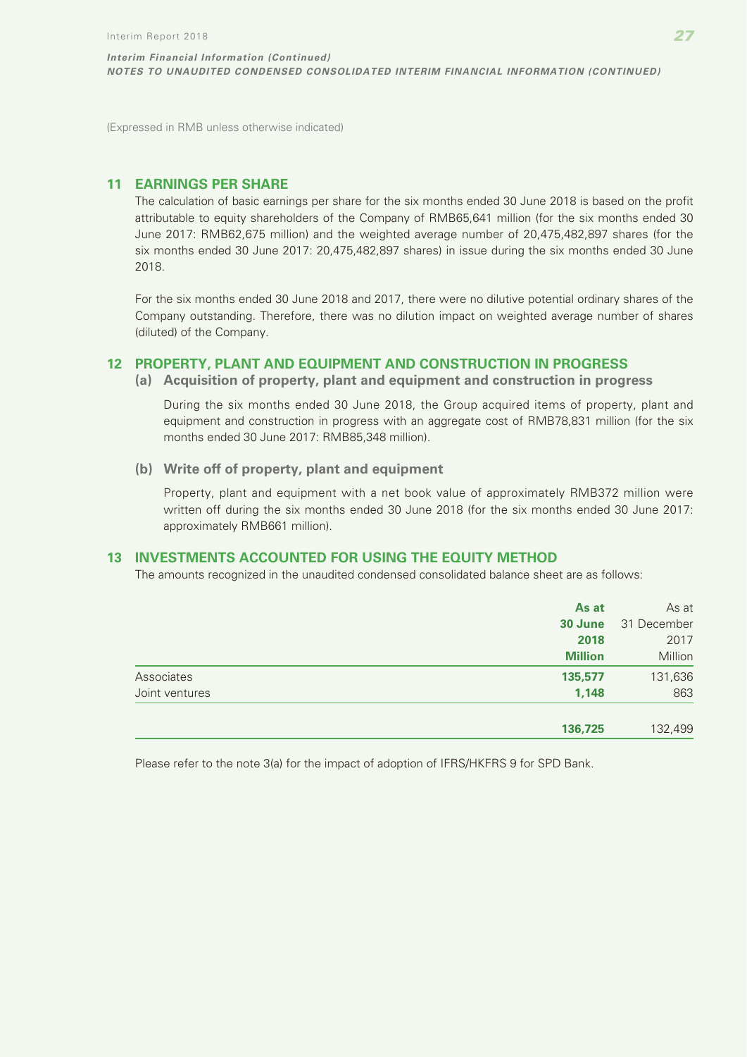(Expressed in RMB unless otherwise indicated)

## 11 EARNINGS PER SHARE

The calculation of basic earnings per share for the six months ended 30 June 2018 is based on the profit attributable to equity shareholders of the Company of RMB65,641 million (for the six months ended 30 June 2017: RMB62,675 million) and the weighted average number of 20,475,482,897 shares (for the six months ended 30 June 2017: 20,475,482,897 shares) in issue during the six months ended 30 June 2018.

For the six months ended 30 June 2018 and 2017, there were no dilutive potential ordinary shares of the Company outstanding. Therefore, there was no dilution impact on weighted average number of shares (diluted) of the Company.

## 12 PROPERTY, PLANT AND EQUIPMENT AND CONSTRUCTION IN PROGRESS

### (a) Acquisition of property, plant and equipment and construction in progress

During the six months ended 30 June 2018, the Group acquired items of property, plant and equipment and construction in progress with an aggregate cost of RMB78,831 million (for the six months ended 30 June 2017: RMB85,348 million).

### (b) Write off of property, plant and equipment

Property, plant and equipment with a net book value of approximately RMB372 million were written off during the six months ended 30 June 2018 (for the six months ended 30 June 2017: approximately RMB661 million).

## 13 INVESTMENTS ACCOUNTED FOR USING THE EQUITY METHOD

The amounts recognized in the unaudited condensed consolidated balance sheet are as follows:

| | **As at 30 June 2018 Million** | As at 31 December 2017 Million |
|---|---|---|
| Associates | **135,577** | 131,636 |
| Joint ventures | **1,148** | 863 |
| | **136,725** | 132,499 |

Please refer to the note 3(a) for the impact of adoption of IFRS/HKFRS 9 for SPD Bank.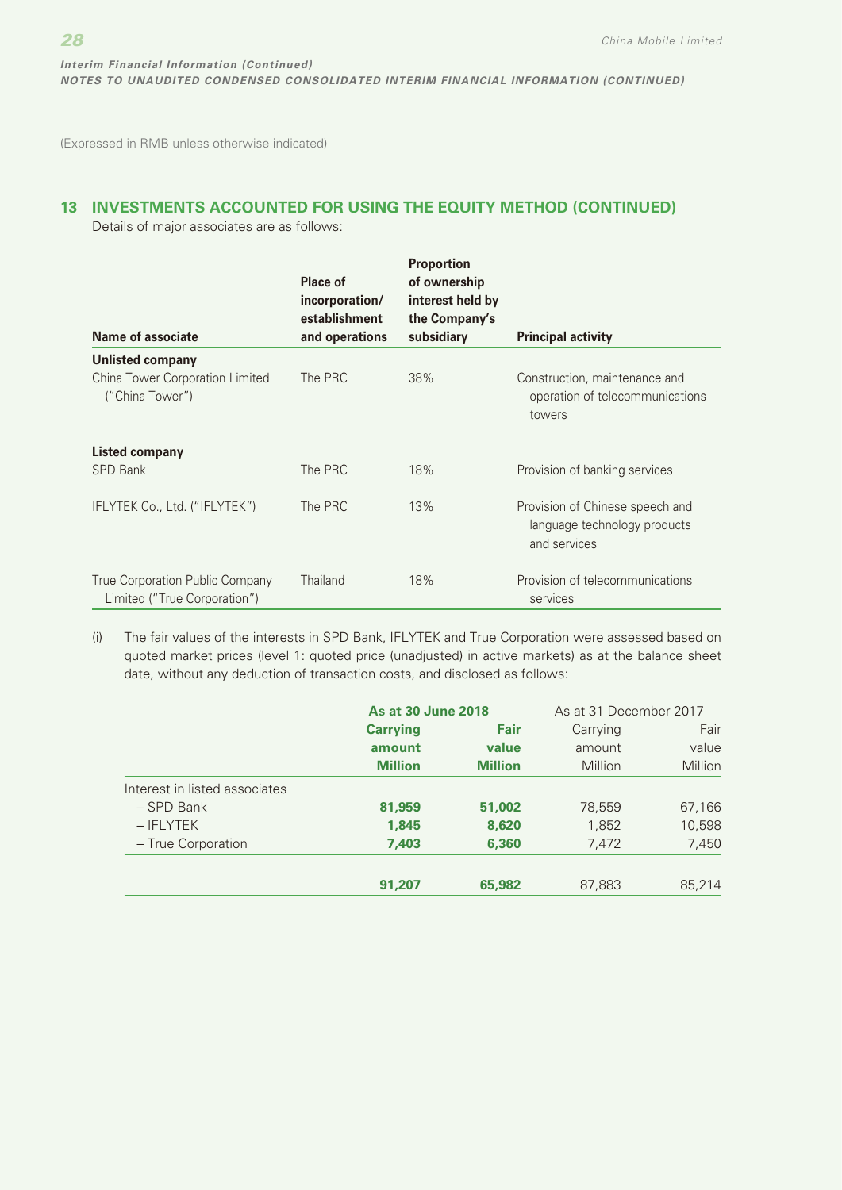(Expressed in RMB unless otherwise indicated)

## 13 INVESTMENTS ACCOUNTED FOR USING THE EQUITY METHOD (CONTINUED)

Details of major associates are as follows:

| Name of associate | Place of incorporation/ establishment and operations | Proportion of ownership interest held by the Company's subsidiary | Principal activity |
|---|---|---|---|
| **Unlisted company** | | | |
| China Tower Corporation Limited ("China Tower") | The PRC | 38% | Construction, maintenance and operation of telecommunications towers |
| **Listed company** | | | |
| SPD Bank | The PRC | 18% | Provision of banking services |
| IFLYTEK Co., Ltd. ("IFLYTEK") | The PRC | 13% | Provision of Chinese speech and language technology products and services |
| True Corporation Public Company Limited ("True Corporation") | Thailand | 18% | Provision of telecommunications services |

(i) The fair values of the interests in SPD Bank, IFLYTEK and True Corporation were assessed based on quoted market prices (level 1: quoted price (unadjusted) in active markets) as at the balance sheet date, without any deduction of transaction costs, and disclosed as follows:

| | **As at 30 June 2018** | | As at 31 December 2017 | |
|---|---|---|---|---|
| | **Carrying amount** | **Fair value** | Carrying amount | Fair value |
| | **Million** | **Million** | Million | Million |
| Interest in listed associates | | | | |
| – SPD Bank | **81,959** | **51,002** | 78,559 | 67,166 |
| – IFLYTEK | **1,845** | **8,620** | 1,852 | 10,598 |
| – True Corporation | **7,403** | **6,360** | 7,472 | 7,450 |
| | **91,207** | **65,982** | 87,883 | 85,214 |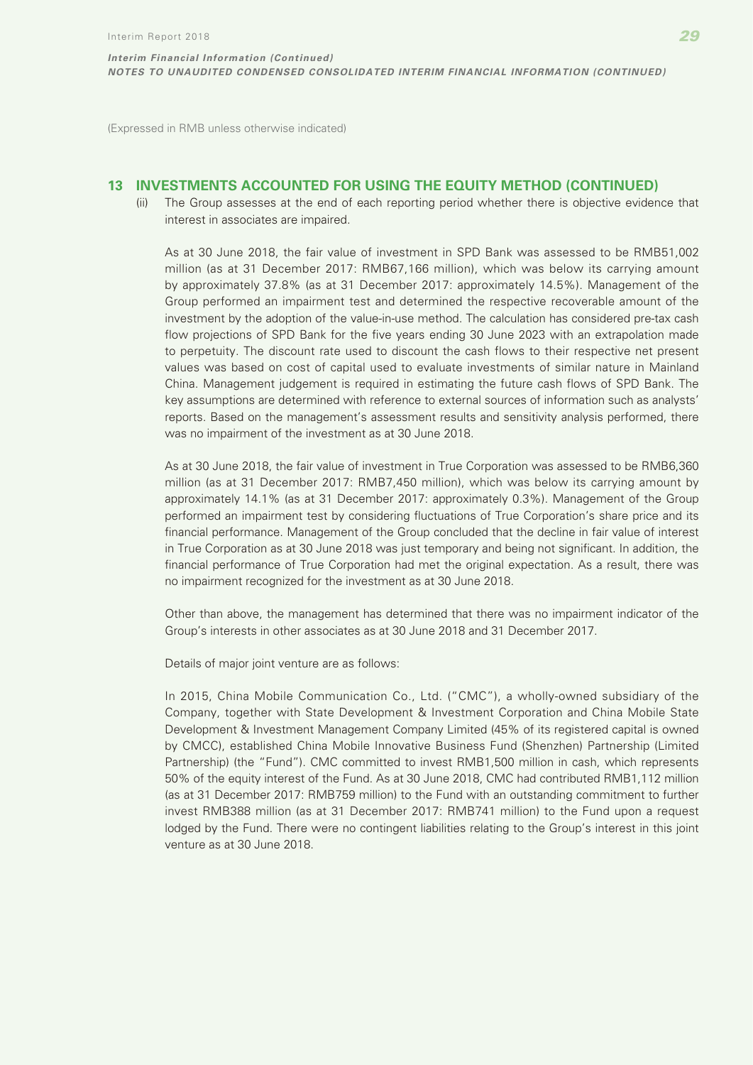(Expressed in RMB unless otherwise indicated)

## 13 INVESTMENTS ACCOUNTED FOR USING THE EQUITY METHOD (CONTINUED)

(ii) The Group assesses at the end of each reporting period whether there is objective evidence that interest in associates are impaired.

As at 30 June 2018, the fair value of investment in SPD Bank was assessed to be RMB51,002 million (as at 31 December 2017: RMB67,166 million), which was below its carrying amount by approximately 37.8% (as at 31 December 2017: approximately 14.5%). Management of the Group performed an impairment test and determined the respective recoverable amount of the investment by the adoption of the value-in-use method. The calculation has considered pre-tax cash flow projections of SPD Bank for the five years ending 30 June 2023 with an extrapolation made to perpetuity. The discount rate used to discount the cash flows to their respective net present values was based on cost of capital used to evaluate investments of similar nature in Mainland China. Management judgement is required in estimating the future cash flows of SPD Bank. The key assumptions are determined with reference to external sources of information such as analysts' reports. Based on the management's assessment results and sensitivity analysis performed, there was no impairment of the investment as at 30 June 2018.

As at 30 June 2018, the fair value of investment in True Corporation was assessed to be RMB6,360 million (as at 31 December 2017: RMB7,450 million), which was below its carrying amount by approximately 14.1% (as at 31 December 2017: approximately 0.3%). Management of the Group performed an impairment test by considering fluctuations of True Corporation's share price and its financial performance. Management of the Group concluded that the decline in fair value of interest in True Corporation as at 30 June 2018 was just temporary and being not significant. In addition, the financial performance of True Corporation had met the original expectation. As a result, there was no impairment recognized for the investment as at 30 June 2018.

Other than above, the management has determined that there was no impairment indicator of the Group's interests in other associates as at 30 June 2018 and 31 December 2017.

Details of major joint venture are as follows:

In 2015, China Mobile Communication Co., Ltd. ("CMC"), a wholly-owned subsidiary of the Company, together with State Development & Investment Corporation and China Mobile State Development & Investment Management Company Limited (45% of its registered capital is owned by CMCC), established China Mobile Innovative Business Fund (Shenzhen) Partnership (Limited Partnership) (the "Fund"). CMC committed to invest RMB1,500 million in cash, which represents 50% of the equity interest of the Fund. As at 30 June 2018, CMC had contributed RMB1,112 million (as at 31 December 2017: RMB759 million) to the Fund with an outstanding commitment to further invest RMB388 million (as at 31 December 2017: RMB741 million) to the Fund upon a request lodged by the Fund. There were no contingent liabilities relating to the Group's interest in this joint venture as at 30 June 2018.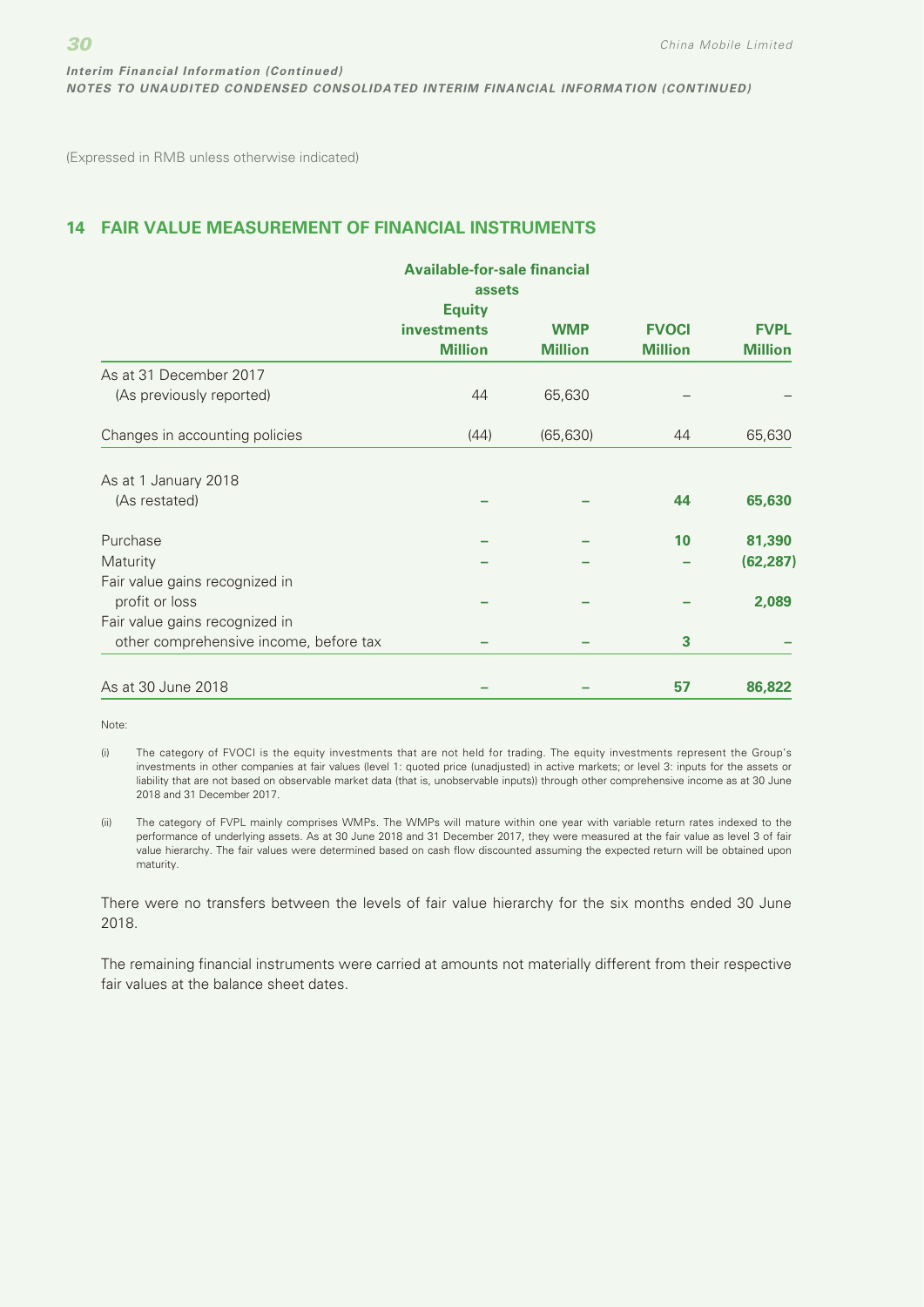(Expressed in RMB unless otherwise indicated)

## 14 FAIR VALUE MEASUREMENT OF FINANCIAL INSTRUMENTS

| | Available-for-sale financial assets | | | |
|---|---|---|---|---|
| | Equity investments | WMP | FVOCI | FVPL |
| | Million | Million | Million | Million |
| As at 31 December 2017 (As previously reported) | 44 | 65,630 | – | – |
| Changes in accounting policies | (44) | (65,630) | 44 | 65,630 |
| As at 1 January 2018 (As restated) | – | – | **44** | **65,630** |
| Purchase | – | – | **10** | **81,390** |
| Maturity | – | – | – | **(62,287)** |
| Fair value gains recognized in profit or loss | – | – | – | **2,089** |
| Fair value gains recognized in other comprehensive income, before tax | – | – | **3** | – |
| As at 30 June 2018 | – | – | **57** | **86,822** |

Note:

(i) The category of FVOCI is the equity investments that are not held for trading. The equity investments represent the Group's investments in other companies at fair values (level 1: quoted price (unadjusted) in active markets; or level 3: inputs for the assets or liability that are not based on observable market data (that is, unobservable inputs)) through other comprehensive income as at 30 June 2018 and 31 December 2017.

(ii) The category of FVPL mainly comprises WMPs. The WMPs will mature within one year with variable return rates indexed to the performance of underlying assets. As at 30 June 2018 and 31 December 2017, they were measured at the fair value as level 3 of fair value hierarchy. The fair values were determined based on cash flow discounted assuming the expected return will be obtained upon maturity.

There were no transfers between the levels of fair value hierarchy for the six months ended 30 June 2018.

The remaining financial instruments were carried at amounts not materially different from their respective fair values at the balance sheet dates.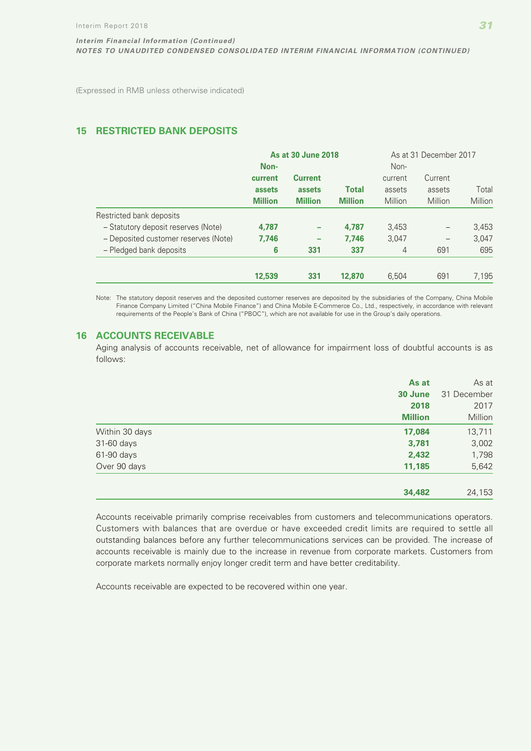(Expressed in RMB unless otherwise indicated)

## 15 RESTRICTED BANK DEPOSITS

| | As at 30 June 2018 | | | As at 31 December 2017 | | |
|---|---|---|---|---|---|---|
| | Non-current assets Million | Current assets Million | Total Million | Non-current assets Million | Current assets Million | Total Million |
| Restricted bank deposits | | | | | | |
| – Statutory deposit reserves (Note) | **4,787** | **–** | **4,787** | 3,453 | – | 3,453 |
| – Deposited customer reserves (Note) | **7,746** | **–** | **7,746** | 3,047 | – | 3,047 |
| – Pledged bank deposits | **6** | **331** | **337** | 4 | 691 | 695 |
| | **12,539** | **331** | **12,870** | 6,504 | 691 | 7,195 |

Note: The statutory deposit reserves and the deposited customer reserves are deposited by the subsidiaries of the Company, China Mobile Finance Company Limited ("China Mobile Finance") and China Mobile E-Commerce Co., Ltd., respectively, in accordance with relevant requirements of the People's Bank of China ("PBOC"), which are not available for use in the Group's daily operations.

## 16 ACCOUNTS RECEIVABLE

Aging analysis of accounts receivable, net of allowance for impairment loss of doubtful accounts is as follows:

| | As at 30 June 2018 Million | As at 31 December 2017 Million |
|---|---|---|
| Within 30 days | **17,084** | 13,711 |
| 31-60 days | **3,781** | 3,002 |
| 61-90 days | **2,432** | 1,798 |
| Over 90 days | **11,185** | 5,642 |
| | **34,482** | 24,153 |

Accounts receivable primarily comprise receivables from customers and telecommunications operators. Customers with balances that are overdue or have exceeded credit limits are required to settle all outstanding balances before any further telecommunications services can be provided. The increase of accounts receivable is mainly due to the increase in revenue from corporate markets. Customers from corporate markets normally enjoy longer credit term and have better creditability.

Accounts receivable are expected to be recovered within one year.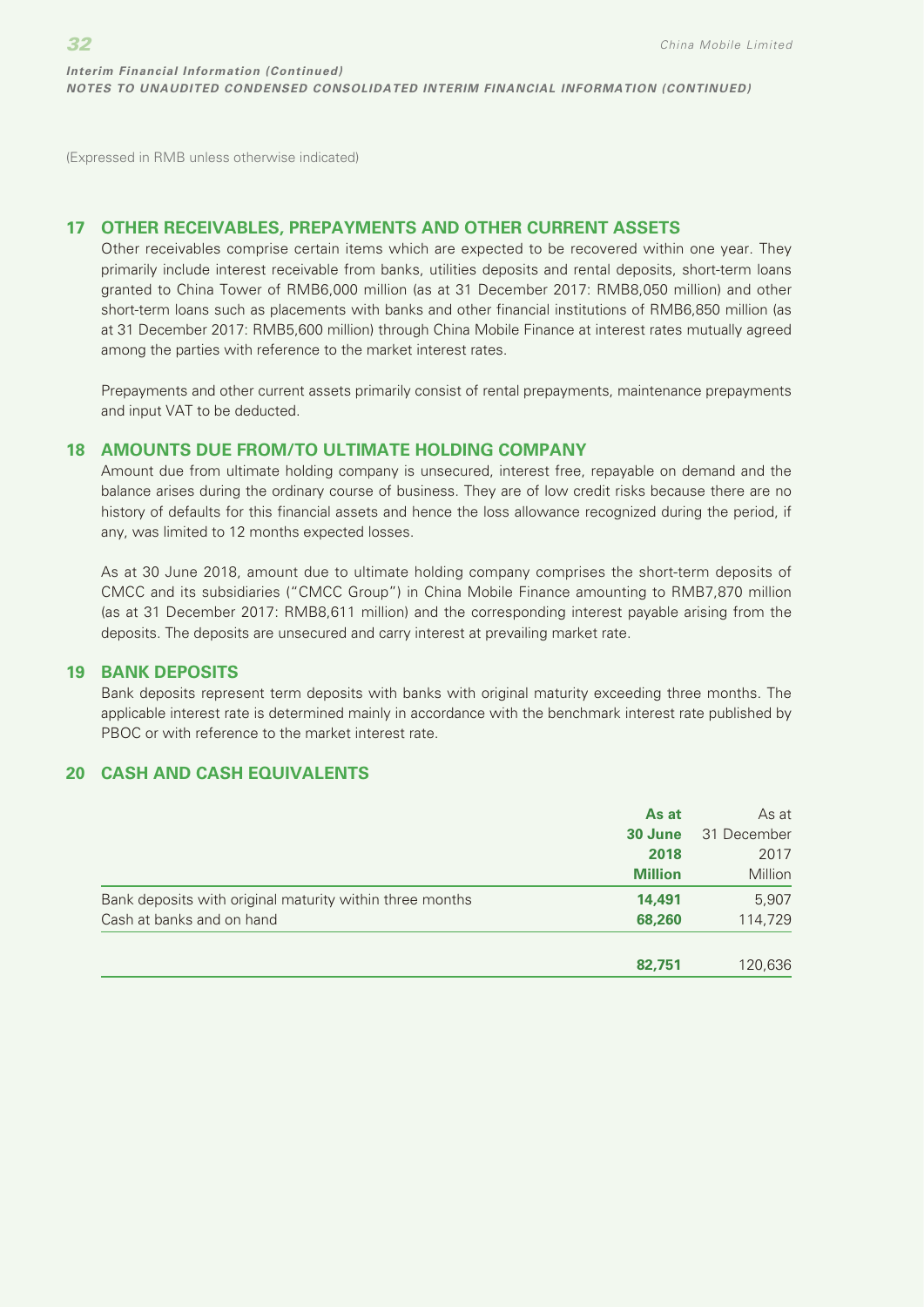(Expressed in RMB unless otherwise indicated)

## 17 OTHER RECEIVABLES, PREPAYMENTS AND OTHER CURRENT ASSETS

Other receivables comprise certain items which are expected to be recovered within one year. They primarily include interest receivable from banks, utilities deposits and rental deposits, short-term loans granted to China Tower of RMB6,000 million (as at 31 December 2017: RMB8,050 million) and other short-term loans such as placements with banks and other financial institutions of RMB6,850 million (as at 31 December 2017: RMB5,600 million) through China Mobile Finance at interest rates mutually agreed among the parties with reference to the market interest rates.

Prepayments and other current assets primarily consist of rental prepayments, maintenance prepayments and input VAT to be deducted.

## 18 AMOUNTS DUE FROM/TO ULTIMATE HOLDING COMPANY

Amount due from ultimate holding company is unsecured, interest free, repayable on demand and the balance arises during the ordinary course of business. They are of low credit risks because there are no history of defaults for this financial assets and hence the loss allowance recognized during the period, if any, was limited to 12 months expected losses.

As at 30 June 2018, amount due to ultimate holding company comprises the short-term deposits of CMCC and its subsidiaries ("CMCC Group") in China Mobile Finance amounting to RMB7,870 million (as at 31 December 2017: RMB8,611 million) and the corresponding interest payable arising from the deposits. The deposits are unsecured and carry interest at prevailing market rate.

## 19 BANK DEPOSITS

Bank deposits represent term deposits with banks with original maturity exceeding three months. The applicable interest rate is determined mainly in accordance with the benchmark interest rate published by PBOC or with reference to the market interest rate.

## 20 CASH AND CASH EQUIVALENTS

| | **As at 30 June 2018 Million** | As at 31 December 2017 Million |
|---|---|---|
| Bank deposits with original maturity within three months | **14,491** | 5,907 |
| Cash at banks and on hand | **68,260** | 114,729 |
| | **82,751** | 120,636 |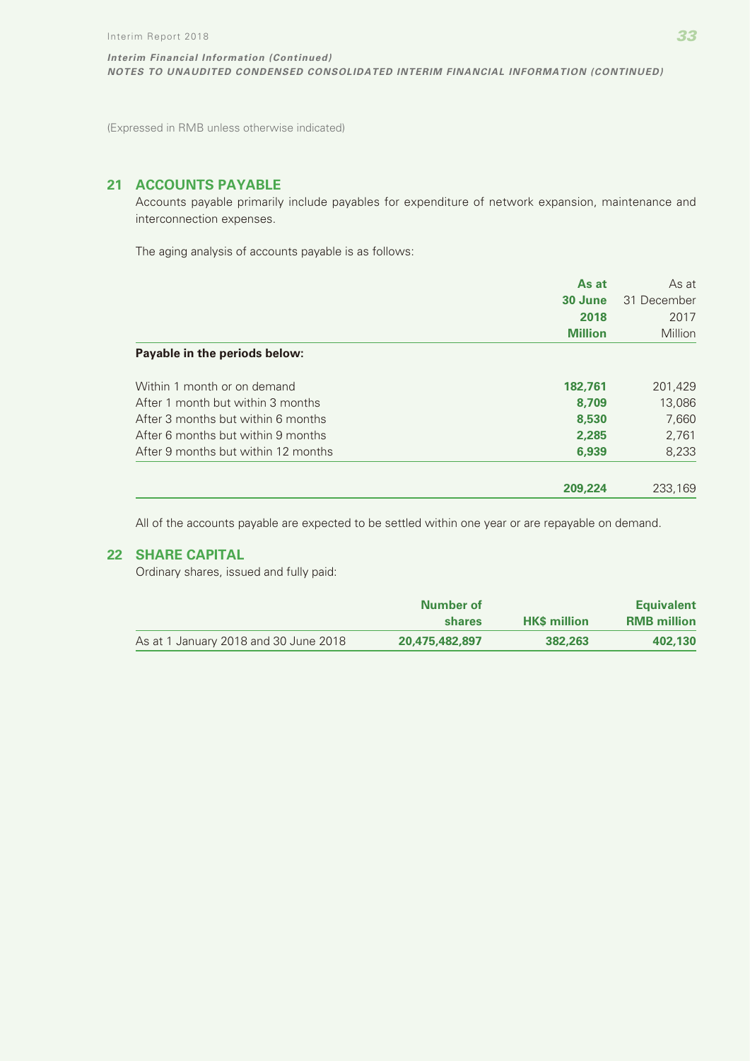*Interim Financial Information (Continued)*

***NOTES TO UNAUDITED CONDENSED CONSOLIDATED INTERIM FINANCIAL INFORMATION (CONTINUED)***

(Expressed in RMB unless otherwise indicated)

## 21 ACCOUNTS PAYABLE

Accounts payable primarily include payables for expenditure of network expansion, maintenance and interconnection expenses.

The aging analysis of accounts payable is as follows:

| | **As at 30 June 2018 Million** | As at 31 December 2017 Million |
|---|---|---|
| **Payable in the periods below:** | | |
| Within 1 month or on demand | **182,761** | 201,429 |
| After 1 month but within 3 months | **8,709** | 13,086 |
| After 3 months but within 6 months | **8,530** | 7,660 |
| After 6 months but within 9 months | **2,285** | 2,761 |
| After 9 months but within 12 months | **6,939** | 8,233 |
| | **209,224** | 233,169 |

All of the accounts payable are expected to be settled within one year or are repayable on demand.

## 22 SHARE CAPITAL

Ordinary shares, issued and fully paid:

| | **Number of shares** | **HK$ million** | **Equivalent RMB million** |
|---|---|---|---|
| As at 1 January 2018 and 30 June 2018 | **20,475,482,897** | **382,263** | **402,130** |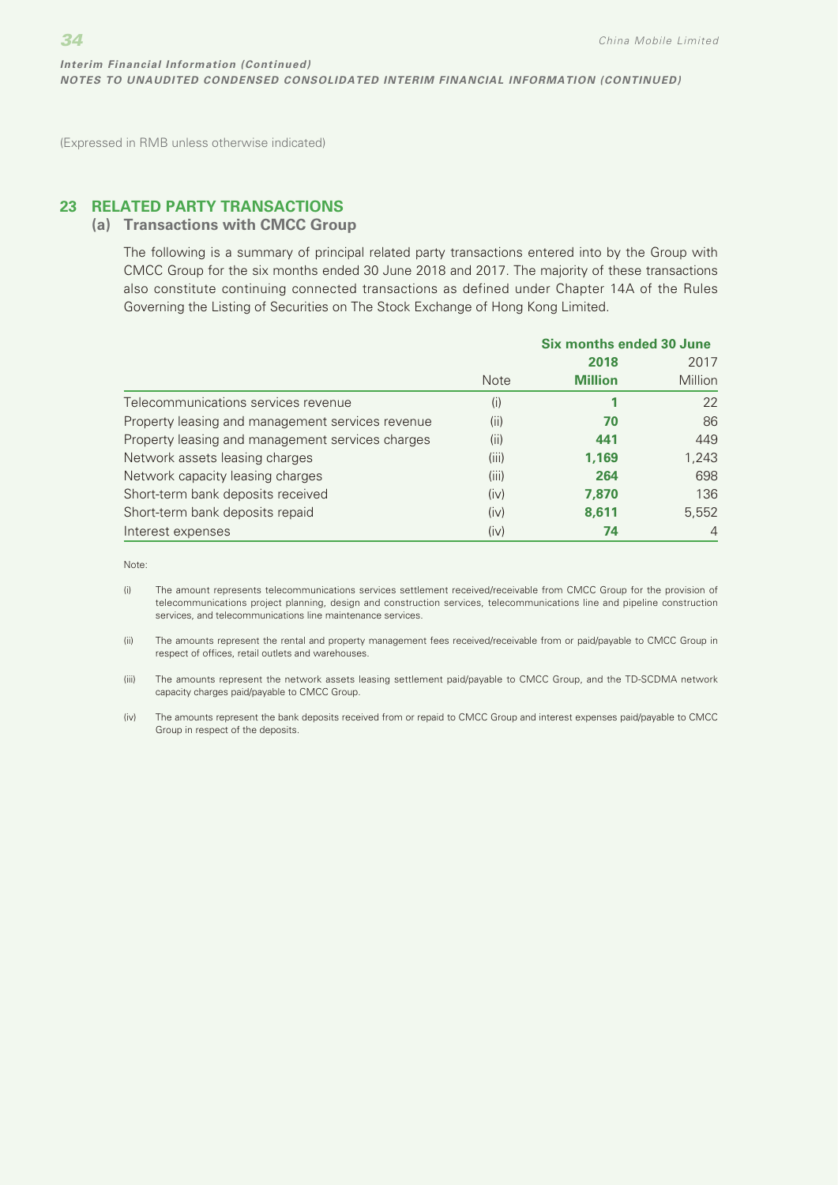(Expressed in RMB unless otherwise indicated)

## 23 RELATED PARTY TRANSACTIONS

### (a) Transactions with CMCC Group

The following is a summary of principal related party transactions entered into by the Group with CMCC Group for the six months ended 30 June 2018 and 2017. The majority of these transactions also constitute continuing connected transactions as defined under Chapter 14A of the Rules Governing the Listing of Securities on The Stock Exchange of Hong Kong Limited.

| | | Six months ended 30 June | |
|---|---|---|---|
| | | **2018** | 2017 |
| | Note | **Million** | Million |
| Telecommunications services revenue | (i) | **1** | 22 |
| Property leasing and management services revenue | (ii) | **70** | 86 |
| Property leasing and management services charges | (ii) | **441** | 449 |
| Network assets leasing charges | (iii) | **1,169** | 1,243 |
| Network capacity leasing charges | (iii) | **264** | 698 |
| Short-term bank deposits received | (iv) | **7,870** | 136 |
| Short-term bank deposits repaid | (iv) | **8,611** | 5,552 |
| Interest expenses | (iv) | **74** | 4 |

Note:

(i) The amount represents telecommunications services settlement received/receivable from CMCC Group for the provision of telecommunications project planning, design and construction services, telecommunications line and pipeline construction services, and telecommunications line maintenance services.

(ii) The amounts represent the rental and property management fees received/receivable from or paid/payable to CMCC Group in respect of offices, retail outlets and warehouses.

(iii) The amounts represent the network assets leasing settlement paid/payable to CMCC Group, and the TD-SCDMA network capacity charges paid/payable to CMCC Group.

(iv) The amounts represent the bank deposits received from or repaid to CMCC Group and interest expenses paid/payable to CMCC Group in respect of the deposits.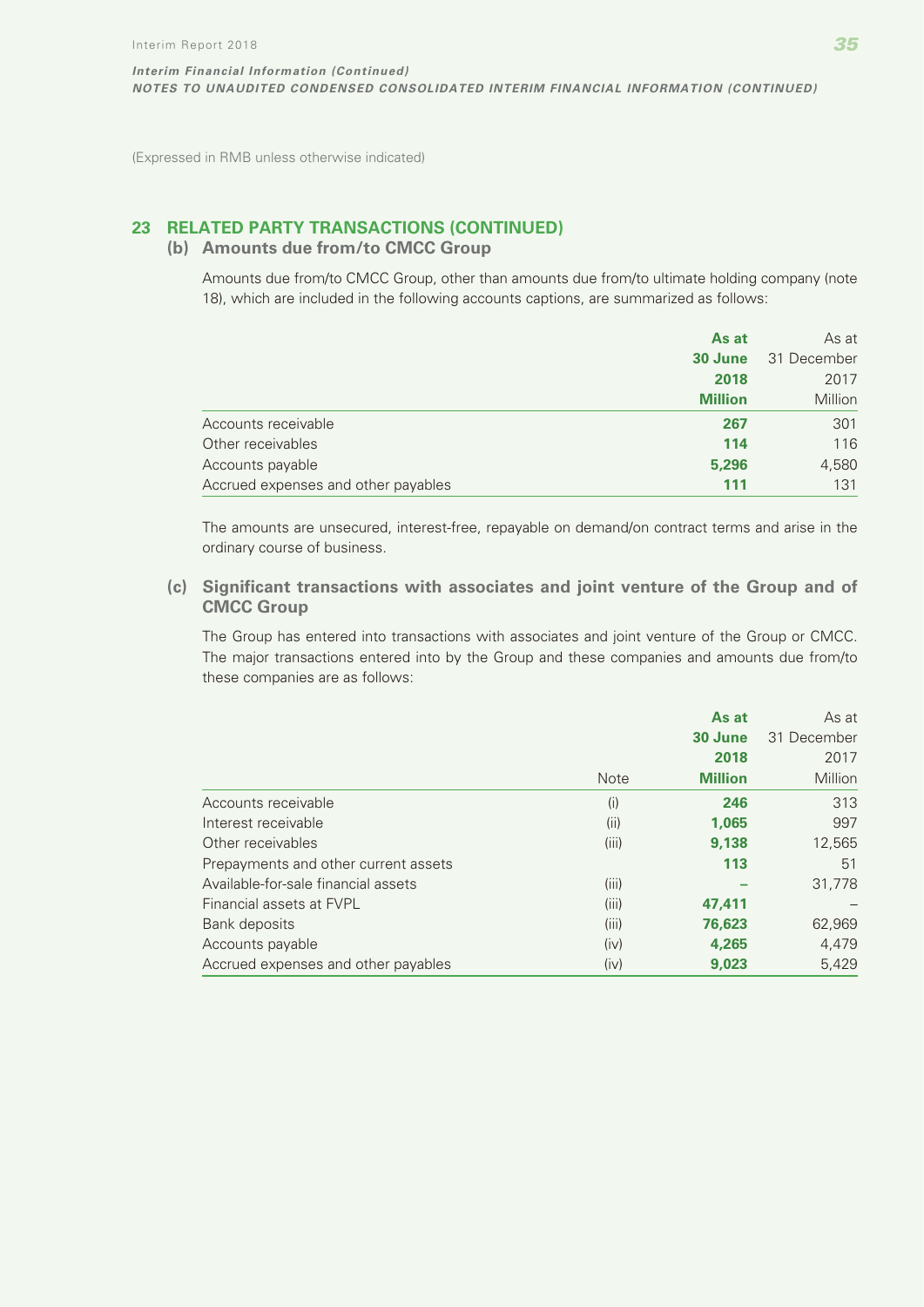(Expressed in RMB unless otherwise indicated)

## 23 RELATED PARTY TRANSACTIONS (CONTINUED)

### (b) Amounts due from/to CMCC Group

Amounts due from/to CMCC Group, other than amounts due from/to ultimate holding company (note 18), which are included in the following accounts captions, are summarized as follows:

| | **As at 30 June 2018 Million** | As at 31 December 2017 Million |
|---|---|---|
| Accounts receivable | **267** | 301 |
| Other receivables | **114** | 116 |
| Accounts payable | **5,296** | 4,580 |
| Accrued expenses and other payables | **111** | 131 |

The amounts are unsecured, interest-free, repayable on demand/on contract terms and arise in the ordinary course of business.

### (c) Significant transactions with associates and joint venture of the Group and of CMCC Group

The Group has entered into transactions with associates and joint venture of the Group or CMCC. The major transactions entered into by the Group and these companies and amounts due from/to these companies are as follows:

| | Note | **As at 30 June 2018 Million** | As at 31 December 2017 Million |
|---|---|---|---|
| Accounts receivable | (i) | **246** | 313 |
| Interest receivable | (ii) | **1,065** | 997 |
| Other receivables | (iii) | **9,138** | 12,565 |
| Prepayments and other current assets | | **113** | 51 |
| Available-for-sale financial assets | (iii) | **–** | 31,778 |
| Financial assets at FVPL | (iii) | **47,411** | – |
| Bank deposits | (iii) | **76,623** | 62,969 |
| Accounts payable | (iv) | **4,265** | 4,479 |
| Accrued expenses and other payables | (iv) | **9,023** | 5,429 |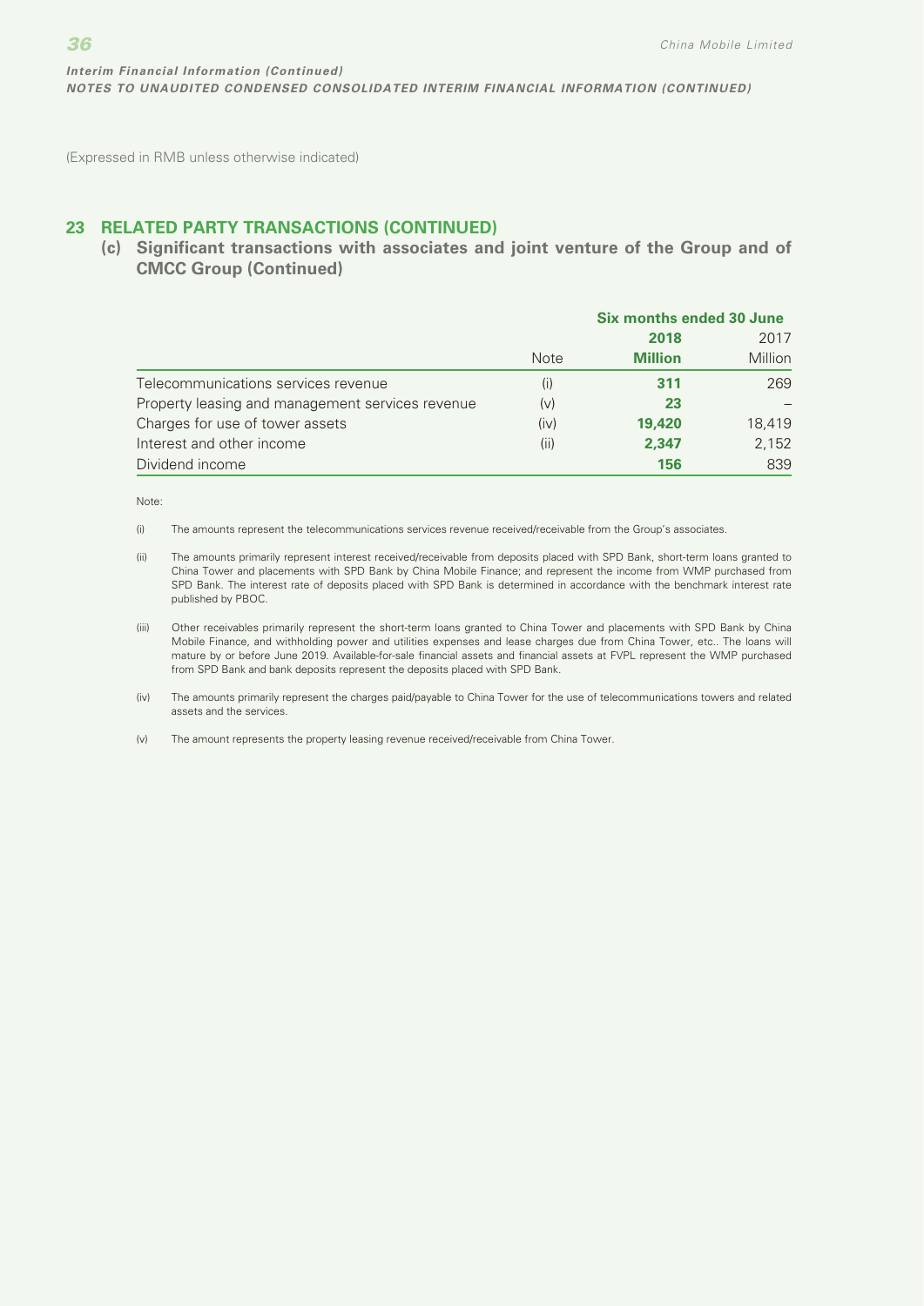(Expressed in RMB unless otherwise indicated)

## 23 RELATED PARTY TRANSACTIONS (CONTINUED)

### (c) Significant transactions with associates and joint venture of the Group and of CMCC Group (Continued)

| | | Six months ended 30 June | |
|---|---|---|---|
| | | **2018** | 2017 |
| | Note | **Million** | Million |
| Telecommunications services revenue | (i) | **311** | 269 |
| Property leasing and management services revenue | (v) | **23** | – |
| Charges for use of tower assets | (iv) | **19,420** | 18,419 |
| Interest and other income | (ii) | **2,347** | 2,152 |
| Dividend income | | **156** | 839 |

Note:

(i) The amounts represent the telecommunications services revenue received/receivable from the Group's associates.

(ii) The amounts primarily represent interest received/receivable from deposits placed with SPD Bank, short-term loans granted to China Tower and placements with SPD Bank by China Mobile Finance; and represent the income from WMP purchased from SPD Bank. The interest rate of deposits placed with SPD Bank is determined in accordance with the benchmark interest rate published by PBOC.

(iii) Other receivables primarily represent the short-term loans granted to China Tower and placements with SPD Bank by China Mobile Finance, and withholding power and utilities expenses and lease charges due from China Tower, etc.. The loans will mature by or before June 2019. Available-for-sale financial assets and financial assets at FVPL represent the WMP purchased from SPD Bank and bank deposits represent the deposits placed with SPD Bank.

(iv) The amounts primarily represent the charges paid/payable to China Tower for the use of telecommunications towers and related assets and the services.

(v) The amount represents the property leasing revenue received/receivable from China Tower.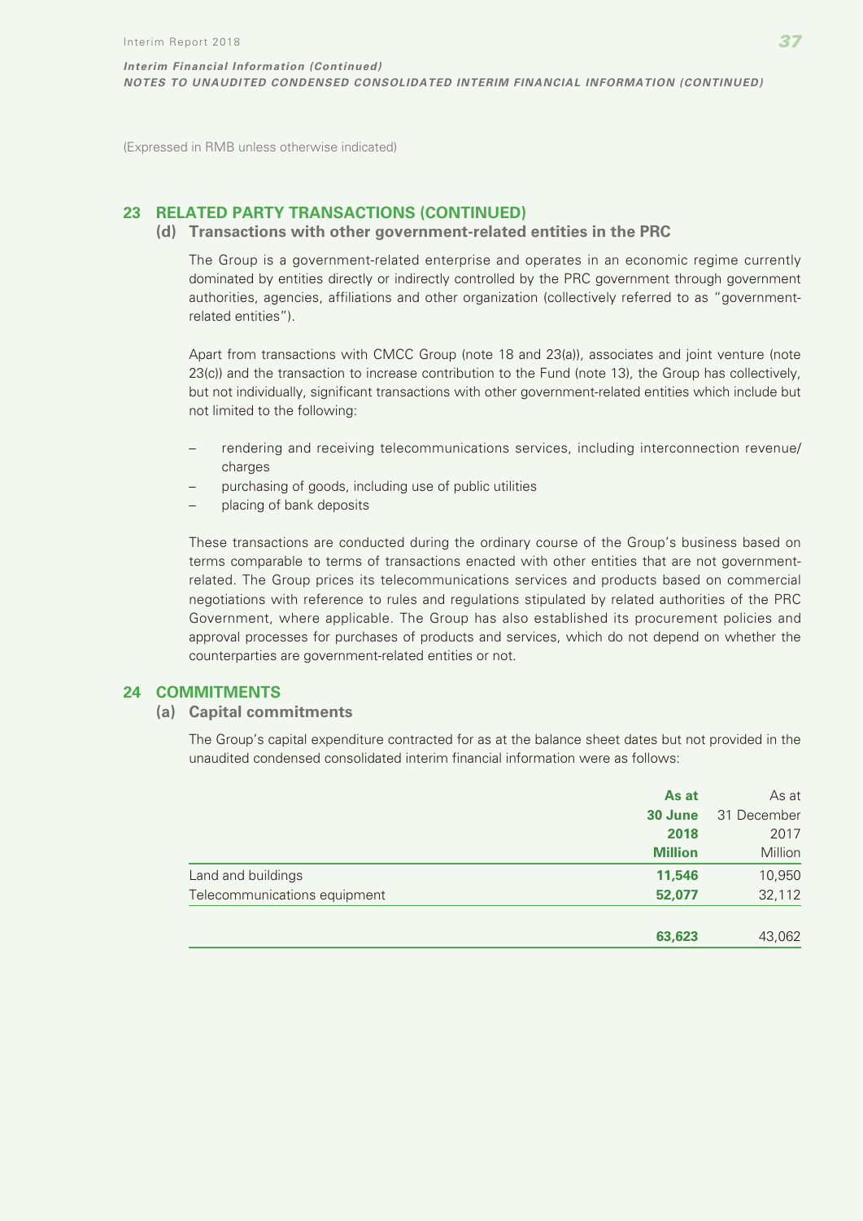(Expressed in RMB unless otherwise indicated)

## 23 RELATED PARTY TRANSACTIONS (CONTINUED)

### (d) Transactions with other government-related entities in the PRC

The Group is a government-related enterprise and operates in an economic regime currently dominated by entities directly or indirectly controlled by the PRC government through government authorities, agencies, affiliations and other organization (collectively referred to as "government-related entities").

Apart from transactions with CMCC Group (note 18 and 23(a)), associates and joint venture (note 23(c)) and the transaction to increase contribution to the Fund (note 13), the Group has collectively, but not individually, significant transactions with other government-related entities which include but not limited to the following:

- rendering and receiving telecommunications services, including interconnection revenue/charges
- purchasing of goods, including use of public utilities
- placing of bank deposits

These transactions are conducted during the ordinary course of the Group's business based on terms comparable to terms of transactions enacted with other entities that are not government-related. The Group prices its telecommunications services and products based on commercial negotiations with reference to rules and regulations stipulated by related authorities of the PRC Government, where applicable. The Group has also established its procurement policies and approval processes for purchases of products and services, which do not depend on whether the counterparties are government-related entities or not.

## 24 COMMITMENTS

### (a) Capital commitments

The Group's capital expenditure contracted for as at the balance sheet dates but not provided in the unaudited condensed consolidated interim financial information were as follows:

| | **As at 30 June 2018 Million** | As at 31 December 2017 Million |
|---|---|---|
| Land and buildings | **11,546** | 10,950 |
| Telecommunications equipment | **52,077** | 32,112 |
| | **63,623** | 43,062 |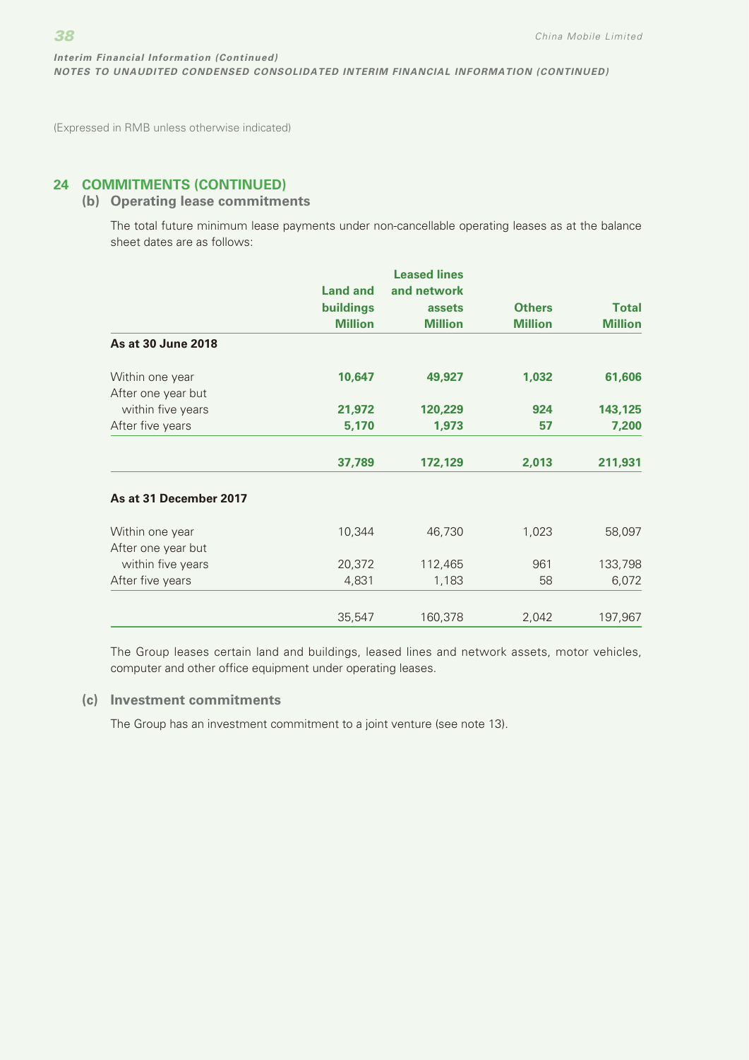Interim Financial Information (Continued)
NOTES TO UNAUDITED CONDENSED CONSOLIDATED INTERIM FINANCIAL INFORMATION (CONTINUED)

(Expressed in RMB unless otherwise indicated)

## 24 COMMITMENTS (CONTINUED)

### (b) Operating lease commitments

The total future minimum lease payments under non-cancellable operating leases as at the balance sheet dates are as follows:

| | Land and buildings Million | Leased lines and network assets Million | Others Million | Total Million |
|---|---|---|---|---|
| **As at 30 June 2018** | | | | |
| Within one year | **10,647** | **49,927** | **1,032** | **61,606** |
| After one year but within five years | **21,972** | **120,229** | **924** | **143,125** |
| After five years | **5,170** | **1,973** | **57** | **7,200** |
| | **37,789** | **172,129** | **2,013** | **211,931** |
| **As at 31 December 2017** | | | | |
| Within one year | 10,344 | 46,730 | 1,023 | 58,097 |
| After one year but within five years | 20,372 | 112,465 | 961 | 133,798 |
| After five years | 4,831 | 1,183 | 58 | 6,072 |
| | 35,547 | 160,378 | 2,042 | 197,967 |

The Group leases certain land and buildings, leased lines and network assets, motor vehicles, computer and other office equipment under operating leases.

### (c) Investment commitments

The Group has an investment commitment to a joint venture (see note 13).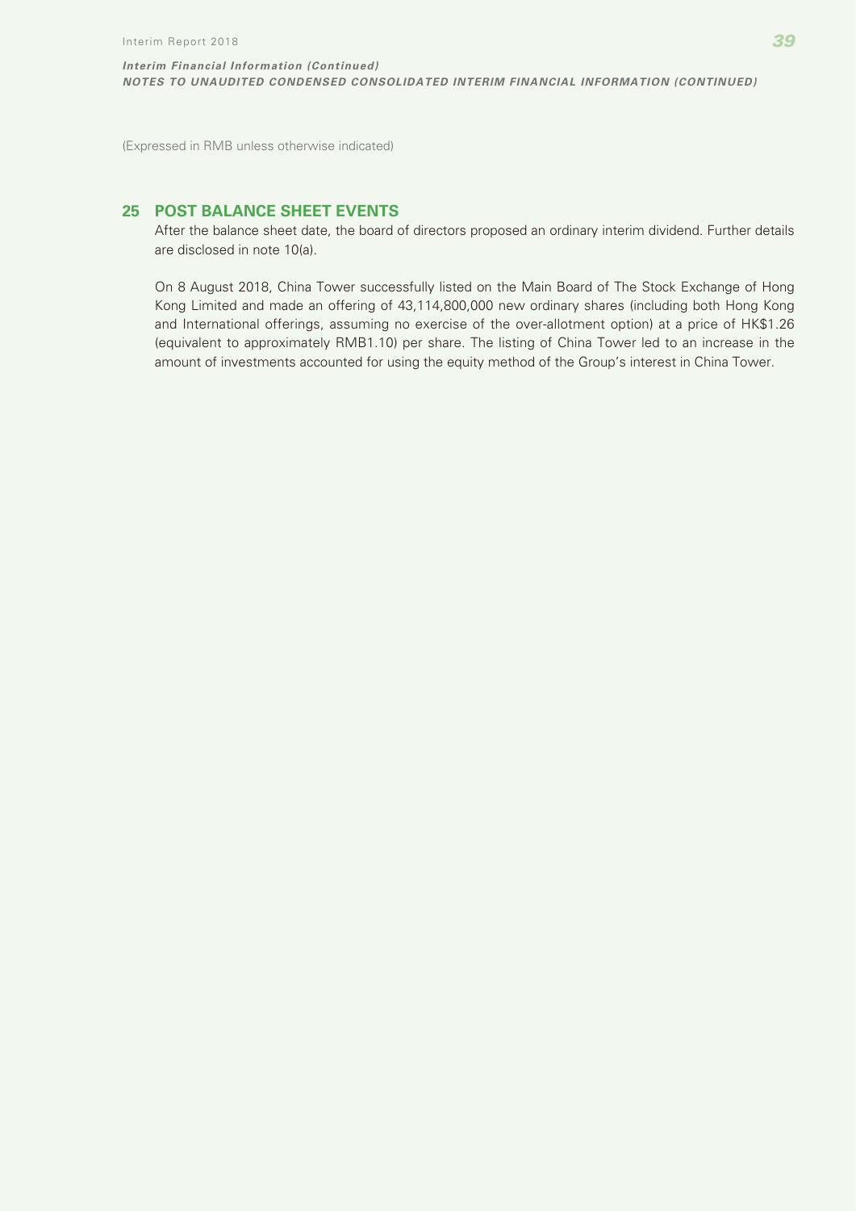(Expressed in RMB unless otherwise indicated)

## 25 POST BALANCE SHEET EVENTS

After the balance sheet date, the board of directors proposed an ordinary interim dividend. Further details are disclosed in note 10(a).

On 8 August 2018, China Tower successfully listed on the Main Board of The Stock Exchange of Hong Kong Limited and made an offering of 43,114,800,000 new ordinary shares (including both Hong Kong and International offerings, assuming no exercise of the over-allotment option) at a price of HK$1.26 (equivalent to approximately RMB1.10) per share. The listing of China Tower led to an increase in the amount of investments accounted for using the equity method of the Group's interest in China Tower.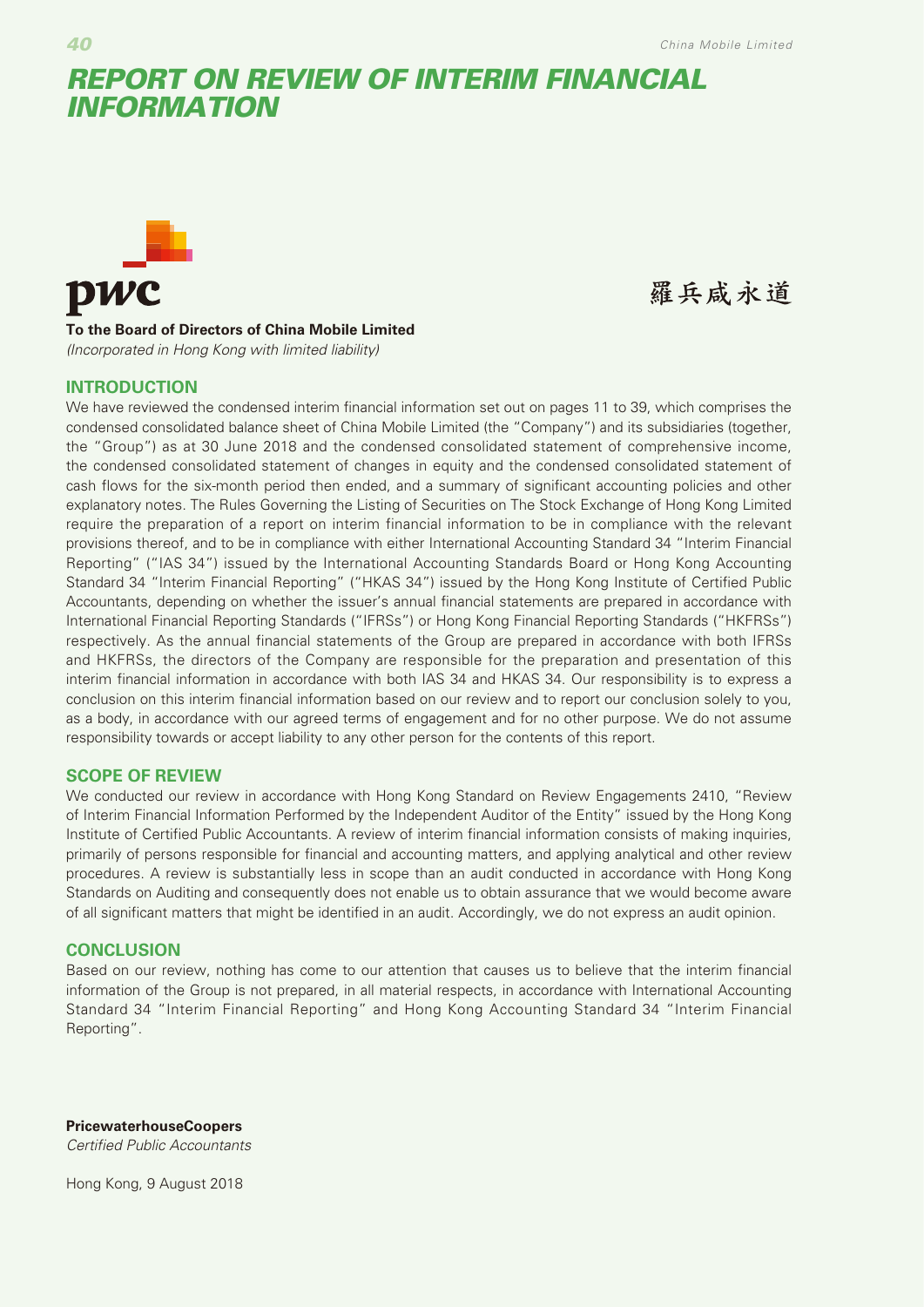# REPORT ON REVIEW OF INTERIM FINANCIAL INFORMATION

pwc

羅兵咸永道

**To the Board of Directors of China Mobile Limited**
*(Incorporated in Hong Kong with limited liability)*

## INTRODUCTION

We have reviewed the condensed interim financial information set out on pages 11 to 39, which comprises the condensed consolidated balance sheet of China Mobile Limited (the "Company") and its subsidiaries (together, the "Group") as at 30 June 2018 and the condensed consolidated statement of comprehensive income, the condensed consolidated statement of changes in equity and the condensed consolidated statement of cash flows for the six-month period then ended, and a summary of significant accounting policies and other explanatory notes. The Rules Governing the Listing of Securities on The Stock Exchange of Hong Kong Limited require the preparation of a report on interim financial information to be in compliance with the relevant provisions thereof, and to be in compliance with either International Accounting Standard 34 "Interim Financial Reporting" ("IAS 34") issued by the International Accounting Standards Board or Hong Kong Accounting Standard 34 "Interim Financial Reporting" ("HKAS 34") issued by the Hong Kong Institute of Certified Public Accountants, depending on whether the issuer's annual financial statements are prepared in accordance with International Financial Reporting Standards ("IFRSs") or Hong Kong Financial Reporting Standards ("HKFRSs") respectively. As the annual financial statements of the Group are prepared in accordance with both IFRSs and HKFRSs, the directors of the Company are responsible for the preparation and presentation of this interim financial information in accordance with both IAS 34 and HKAS 34. Our responsibility is to express a conclusion on this interim financial information based on our review and to report our conclusion solely to you, as a body, in accordance with our agreed terms of engagement and for no other purpose. We do not assume responsibility towards or accept liability to any other person for the contents of this report.

## SCOPE OF REVIEW

We conducted our review in accordance with Hong Kong Standard on Review Engagements 2410, "Review of Interim Financial Information Performed by the Independent Auditor of the Entity" issued by the Hong Kong Institute of Certified Public Accountants. A review of interim financial information consists of making inquiries, primarily of persons responsible for financial and accounting matters, and applying analytical and other review procedures. A review is substantially less in scope than an audit conducted in accordance with Hong Kong Standards on Auditing and consequently does not enable us to obtain assurance that we would become aware of all significant matters that might be identified in an audit. Accordingly, we do not express an audit opinion.

## CONCLUSION

Based on our review, nothing has come to our attention that causes us to believe that the interim financial information of the Group is not prepared, in all material respects, in accordance with International Accounting Standard 34 "Interim Financial Reporting" and Hong Kong Accounting Standard 34 "Interim Financial Reporting".

**PricewaterhouseCoopers**
*Certified Public Accountants*

Hong Kong, 9 August 2018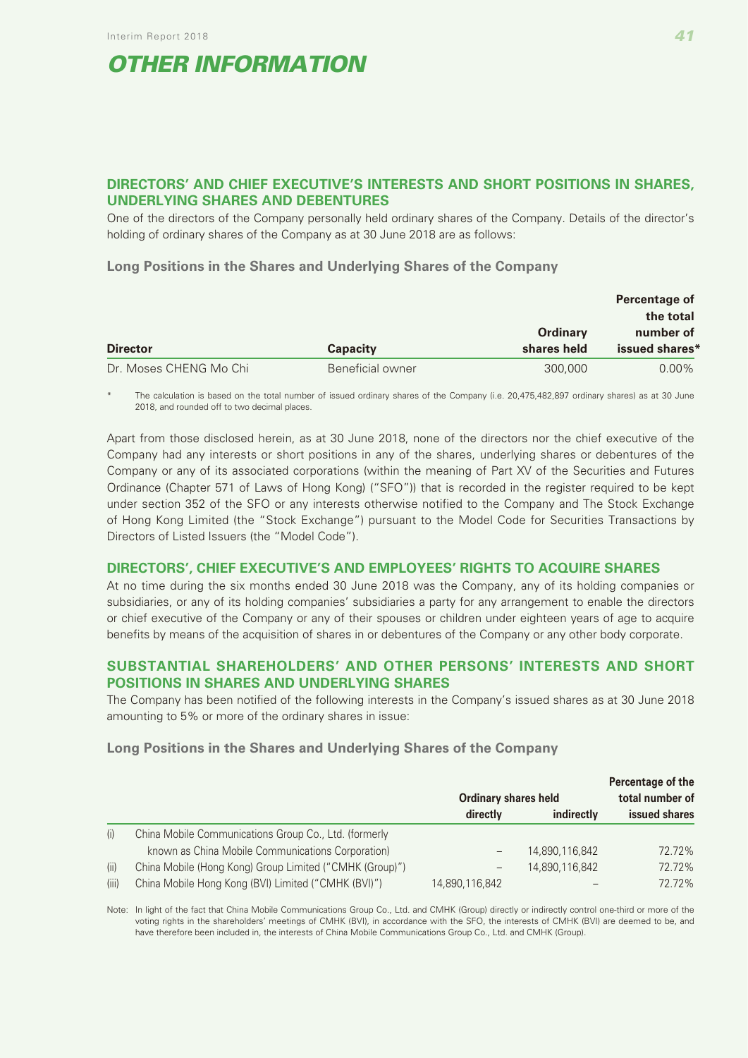# OTHER INFORMATION

## DIRECTORS' AND CHIEF EXECUTIVE'S INTERESTS AND SHORT POSITIONS IN SHARES, UNDERLYING SHARES AND DEBENTURES

One of the directors of the Company personally held ordinary shares of the Company. Details of the director's holding of ordinary shares of the Company as at 30 June 2018 are as follows:

### Long Positions in the Shares and Underlying Shares of the Company

| Director | Capacity | Ordinary shares held | Percentage of the total number of issued shares* |
|---|---|---|---|
| Dr. Moses CHENG Mo Chi | Beneficial owner | 300,000 | 0.00% |

\* The calculation is based on the total number of issued ordinary shares of the Company (i.e. 20,475,482,897 ordinary shares) as at 30 June 2018, and rounded off to two decimal places.

Apart from those disclosed herein, as at 30 June 2018, none of the directors nor the chief executive of the Company had any interests or short positions in any of the shares, underlying shares or debentures of the Company or any of its associated corporations (within the meaning of Part XV of the Securities and Futures Ordinance (Chapter 571 of Laws of Hong Kong) ("SFO")) that is recorded in the register required to be kept under section 352 of the SFO or any interests otherwise notified to the Company and The Stock Exchange of Hong Kong Limited (the "Stock Exchange") pursuant to the Model Code for Securities Transactions by Directors of Listed Issuers (the "Model Code").

## DIRECTORS', CHIEF EXECUTIVE'S AND EMPLOYEES' RIGHTS TO ACQUIRE SHARES

At no time during the six months ended 30 June 2018 was the Company, any of its holding companies or subsidiaries, or any of its holding companies' subsidiaries a party for any arrangement to enable the directors or chief executive of the Company or any of their spouses or children under eighteen years of age to acquire benefits by means of the acquisition of shares in or debentures of the Company or any other body corporate.

## SUBSTANTIAL SHAREHOLDERS' AND OTHER PERSONS' INTERESTS AND SHORT POSITIONS IN SHARES AND UNDERLYING SHARES

The Company has been notified of the following interests in the Company's issued shares as at 30 June 2018 amounting to 5% or more of the ordinary shares in issue:

### Long Positions in the Shares and Underlying Shares of the Company

| | | Ordinary shares held | | Percentage of the total number of issued shares |
|---|---|---|---|---|
| | | directly | indirectly | |
| (i) | China Mobile Communications Group Co., Ltd. (formerly known as China Mobile Communications Corporation) | – | 14,890,116,842 | 72.72% |
| (ii) | China Mobile (Hong Kong) Group Limited ("CMHK (Group)") | – | 14,890,116,842 | 72.72% |
| (iii) | China Mobile Hong Kong (BVI) Limited ("CMHK (BVI)") | 14,890,116,842 | – | 72.72% |

Note: In light of the fact that China Mobile Communications Group Co., Ltd. and CMHK (Group) directly or indirectly control one-third or more of the voting rights in the shareholders' meetings of CMHK (BVI), in accordance with the SFO, the interests of CMHK (BVI) are deemed to be, and have therefore been included in, the interests of China Mobile Communications Group Co., Ltd. and CMHK (Group).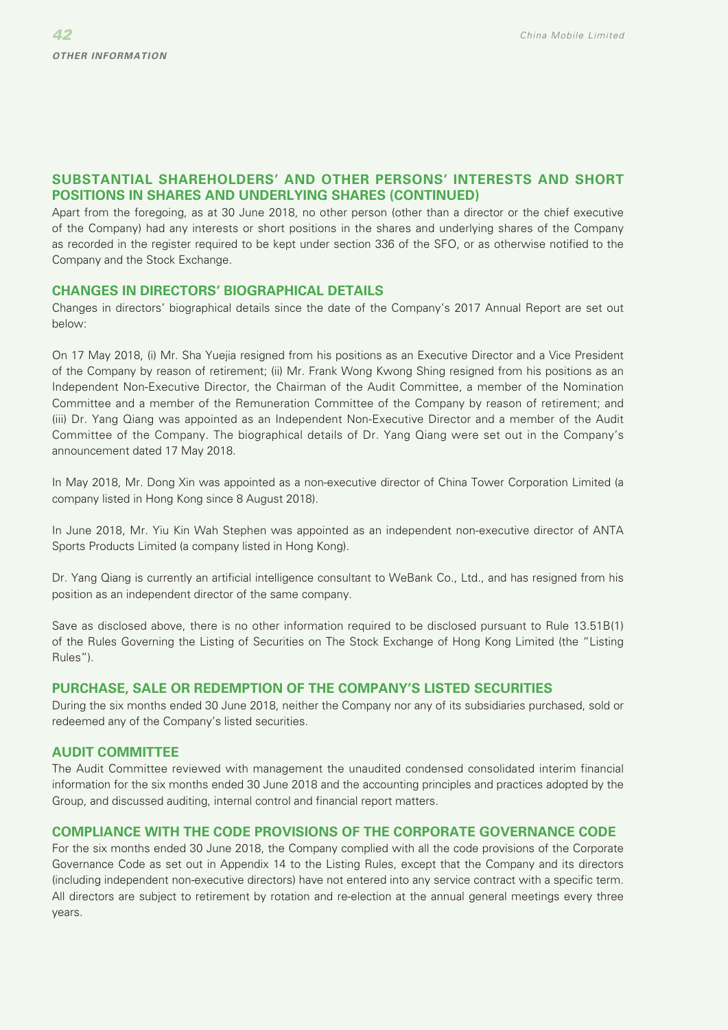## SUBSTANTIAL SHAREHOLDERS' AND OTHER PERSONS' INTERESTS AND SHORT POSITIONS IN SHARES AND UNDERLYING SHARES (CONTINUED)

Apart from the foregoing, as at 30 June 2018, no other person (other than a director or the chief executive of the Company) had any interests or short positions in the shares and underlying shares of the Company as recorded in the register required to be kept under section 336 of the SFO, or as otherwise notified to the Company and the Stock Exchange.

## CHANGES IN DIRECTORS' BIOGRAPHICAL DETAILS

Changes in directors' biographical details since the date of the Company's 2017 Annual Report are set out below:

On 17 May 2018, (i) Mr. Sha Yuejia resigned from his positions as an Executive Director and a Vice President of the Company by reason of retirement; (ii) Mr. Frank Wong Kwong Shing resigned from his positions as an Independent Non-Executive Director, the Chairman of the Audit Committee, a member of the Nomination Committee and a member of the Remuneration Committee of the Company by reason of retirement; and (iii) Dr. Yang Qiang was appointed as an Independent Non-Executive Director and a member of the Audit Committee of the Company. The biographical details of Dr. Yang Qiang were set out in the Company's announcement dated 17 May 2018.

In May 2018, Mr. Dong Xin was appointed as a non-executive director of China Tower Corporation Limited (a company listed in Hong Kong since 8 August 2018).

In June 2018, Mr. Yiu Kin Wah Stephen was appointed as an independent non-executive director of ANTA Sports Products Limited (a company listed in Hong Kong).

Dr. Yang Qiang is currently an artificial intelligence consultant to WeBank Co., Ltd., and has resigned from his position as an independent director of the same company.

Save as disclosed above, there is no other information required to be disclosed pursuant to Rule 13.51B(1) of the Rules Governing the Listing of Securities on The Stock Exchange of Hong Kong Limited (the "Listing Rules").

## PURCHASE, SALE OR REDEMPTION OF THE COMPANY'S LISTED SECURITIES

During the six months ended 30 June 2018, neither the Company nor any of its subsidiaries purchased, sold or redeemed any of the Company's listed securities.

## AUDIT COMMITTEE

The Audit Committee reviewed with management the unaudited condensed consolidated interim financial information for the six months ended 30 June 2018 and the accounting principles and practices adopted by the Group, and discussed auditing, internal control and financial report matters.

## COMPLIANCE WITH THE CODE PROVISIONS OF THE CORPORATE GOVERNANCE CODE

For the six months ended 30 June 2018, the Company complied with all the code provisions of the Corporate Governance Code as set out in Appendix 14 to the Listing Rules, except that the Company and its directors (including independent non-executive directors) have not entered into any service contract with a specific term. All directors are subject to retirement by rotation and re-election at the annual general meetings every three years.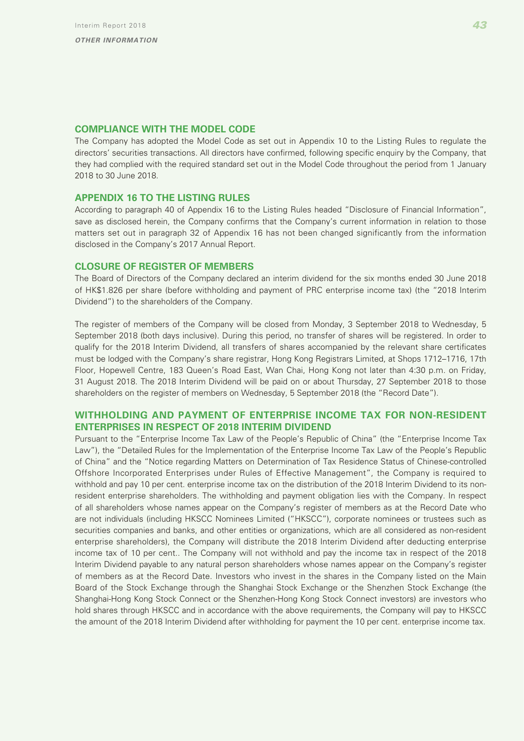## COMPLIANCE WITH THE MODEL CODE

The Company has adopted the Model Code as set out in Appendix 10 to the Listing Rules to regulate the directors' securities transactions. All directors have confirmed, following specific enquiry by the Company, that they had complied with the required standard set out in the Model Code throughout the period from 1 January 2018 to 30 June 2018.

## APPENDIX 16 TO THE LISTING RULES

According to paragraph 40 of Appendix 16 to the Listing Rules headed "Disclosure of Financial Information", save as disclosed herein, the Company confirms that the Company's current information in relation to those matters set out in paragraph 32 of Appendix 16 has not been changed significantly from the information disclosed in the Company's 2017 Annual Report.

## CLOSURE OF REGISTER OF MEMBERS

The Board of Directors of the Company declared an interim dividend for the six months ended 30 June 2018 of HK$1.826 per share (before withholding and payment of PRC enterprise income tax) (the "2018 Interim Dividend") to the shareholders of the Company.

The register of members of the Company will be closed from Monday, 3 September 2018 to Wednesday, 5 September 2018 (both days inclusive). During this period, no transfer of shares will be registered. In order to qualify for the 2018 Interim Dividend, all transfers of shares accompanied by the relevant share certificates must be lodged with the Company's share registrar, Hong Kong Registrars Limited, at Shops 1712–1716, 17th Floor, Hopewell Centre, 183 Queen's Road East, Wan Chai, Hong Kong not later than 4:30 p.m. on Friday, 31 August 2018. The 2018 Interim Dividend will be paid on or about Thursday, 27 September 2018 to those shareholders on the register of members on Wednesday, 5 September 2018 (the "Record Date").

## WITHHOLDING AND PAYMENT OF ENTERPRISE INCOME TAX FOR NON-RESIDENT ENTERPRISES IN RESPECT OF 2018 INTERIM DIVIDEND

Pursuant to the "Enterprise Income Tax Law of the People's Republic of China" (the "Enterprise Income Tax Law"), the "Detailed Rules for the Implementation of the Enterprise Income Tax Law of the People's Republic of China" and the "Notice regarding Matters on Determination of Tax Residence Status of Chinese-controlled Offshore Incorporated Enterprises under Rules of Effective Management", the Company is required to withhold and pay 10 per cent. enterprise income tax on the distribution of the 2018 Interim Dividend to its non-resident enterprise shareholders. The withholding and payment obligation lies with the Company. In respect of all shareholders whose names appear on the Company's register of members as at the Record Date who are not individuals (including HKSCC Nominees Limited ("HKSCC"), corporate nominees or trustees such as securities companies and banks, and other entities or organizations, which are all considered as non-resident enterprise shareholders), the Company will distribute the 2018 Interim Dividend after deducting enterprise income tax of 10 per cent.. The Company will not withhold and pay the income tax in respect of the 2018 Interim Dividend payable to any natural person shareholders whose names appear on the Company's register of members as at the Record Date. Investors who invest in the shares in the Company listed on the Main Board of the Stock Exchange through the Shanghai Stock Exchange or the Shenzhen Stock Exchange (the Shanghai-Hong Kong Stock Connect or the Shenzhen-Hong Kong Stock Connect investors) are investors who hold shares through HKSCC and in accordance with the above requirements, the Company will pay to HKSCC the amount of the 2018 Interim Dividend after withholding for payment the 10 per cent. enterprise income tax.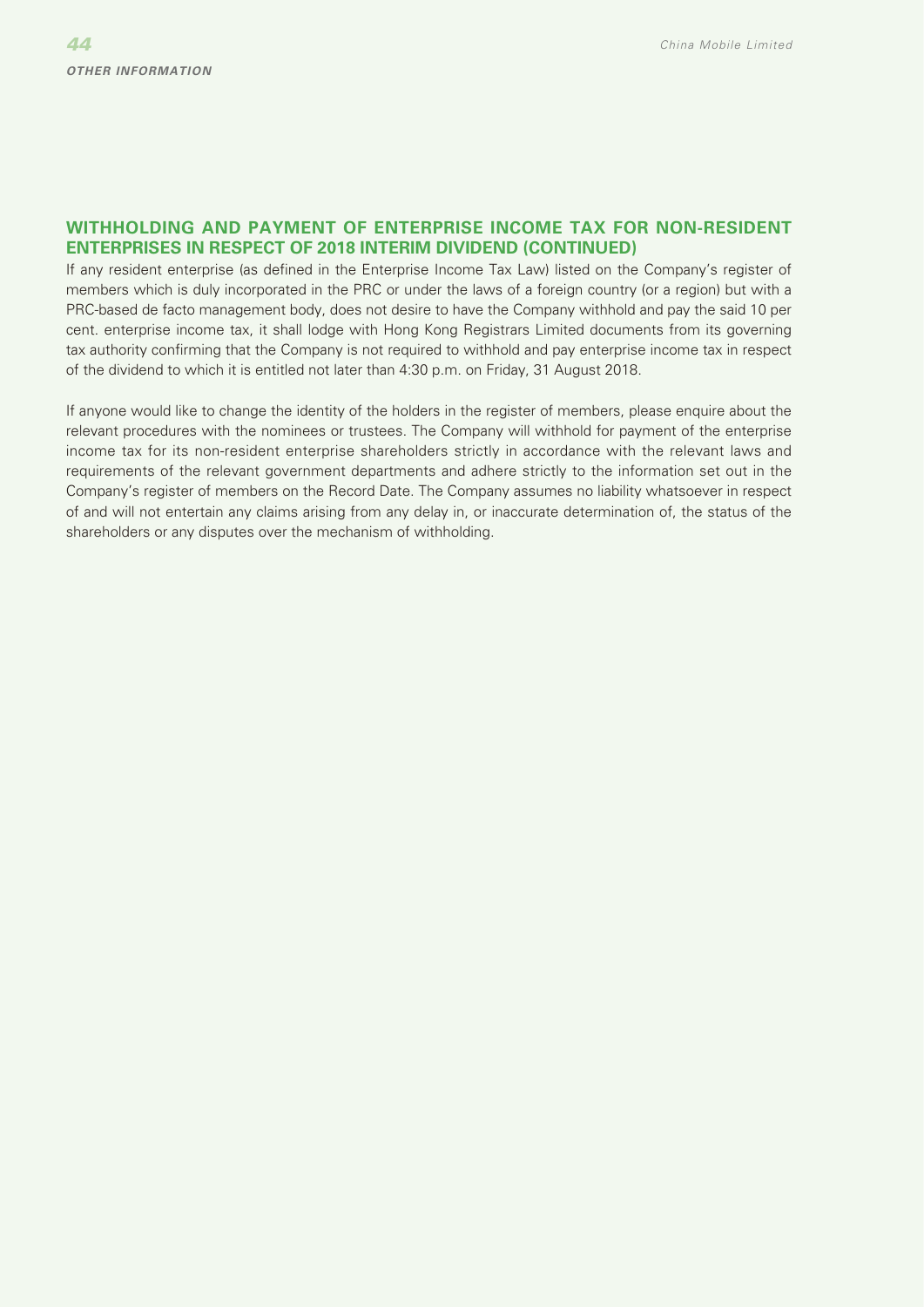## WITHHOLDING AND PAYMENT OF ENTERPRISE INCOME TAX FOR NON-RESIDENT ENTERPRISES IN RESPECT OF 2018 INTERIM DIVIDEND (CONTINUED)

If any resident enterprise (as defined in the Enterprise Income Tax Law) listed on the Company's register of members which is duly incorporated in the PRC or under the laws of a foreign country (or a region) but with a PRC-based de facto management body, does not desire to have the Company withhold and pay the said 10 per cent. enterprise income tax, it shall lodge with Hong Kong Registrars Limited documents from its governing tax authority confirming that the Company is not required to withhold and pay enterprise income tax in respect of the dividend to which it is entitled not later than 4:30 p.m. on Friday, 31 August 2018.

If anyone would like to change the identity of the holders in the register of members, please enquire about the relevant procedures with the nominees or trustees. The Company will withhold for payment of the enterprise income tax for its non-resident enterprise shareholders strictly in accordance with the relevant laws and requirements of the relevant government departments and adhere strictly to the information set out in the Company's register of members on the Record Date. The Company assumes no liability whatsoever in respect of and will not entertain any claims arising from any delay in, or inaccurate determination of, the status of the shareholders or any disputes over the mechanism of withholding.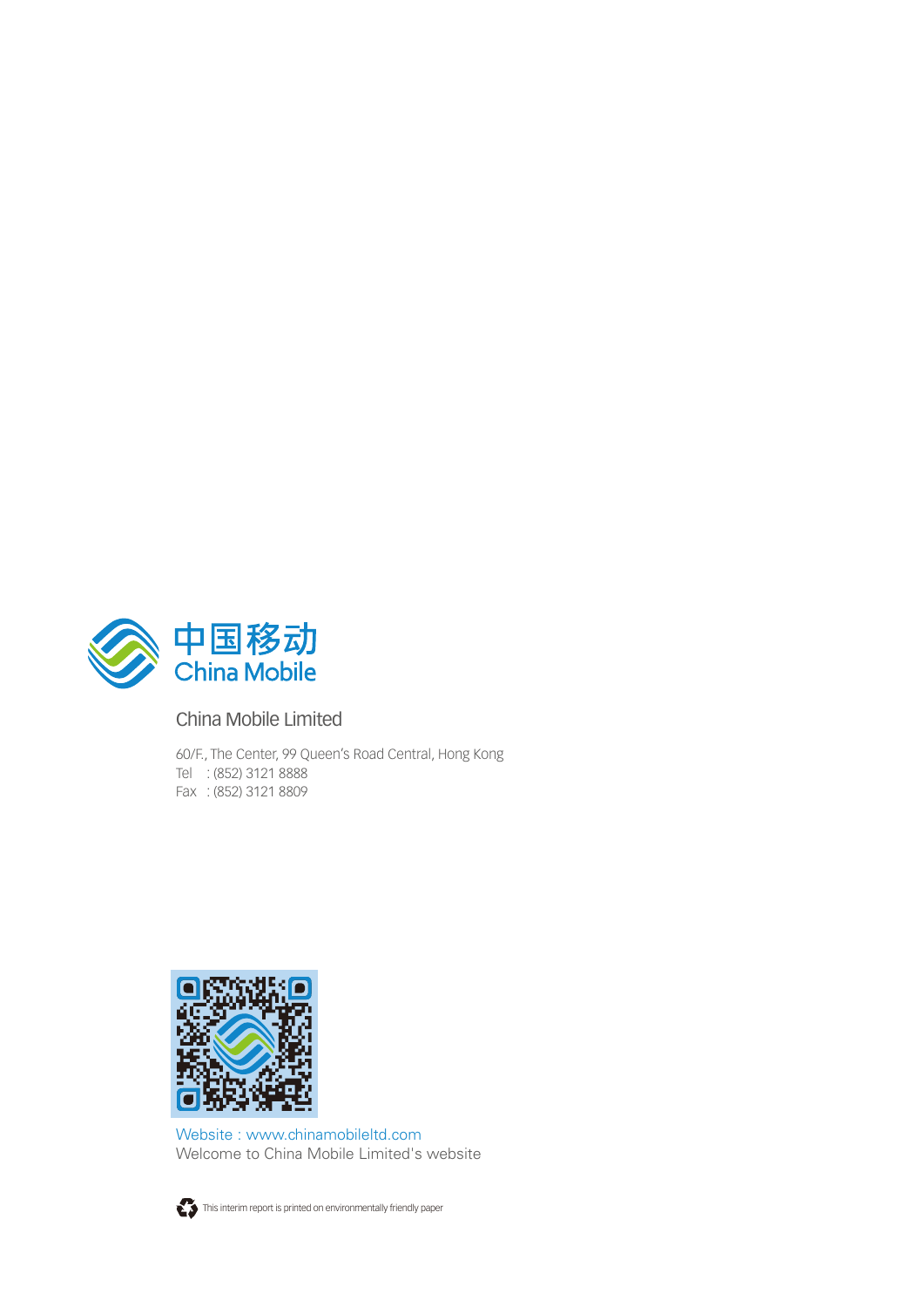中国移动
China Mobile

China Mobile Limited

60/F., The Center, 99 Queen's Road Central, Hong Kong
Tel : (852) 3121 8888
Fax : (852) 3121 8809

Website : www.chinamobileltd.com
Welcome to China Mobile Limited's website

This interim report is printed on environmentally friendly paper